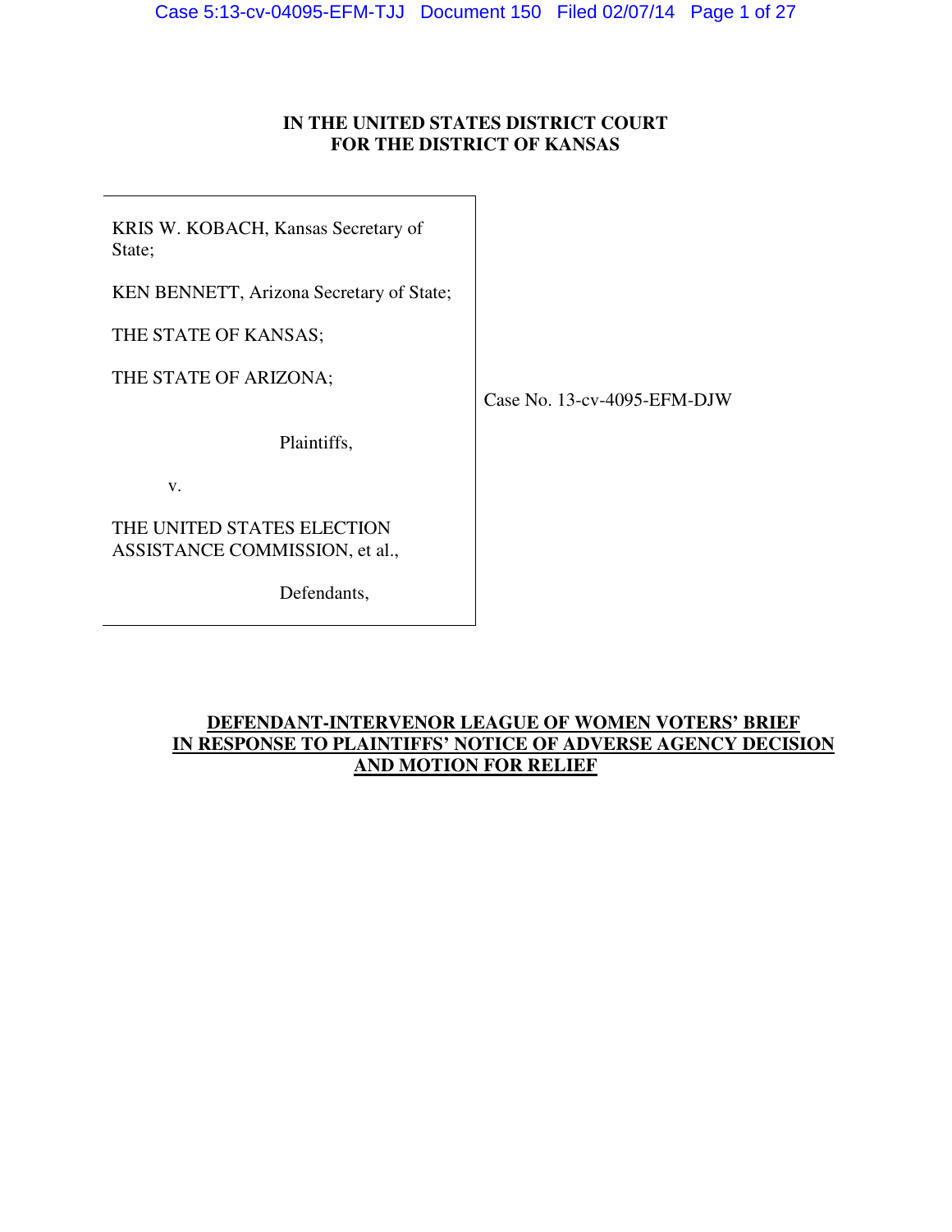**IN THE UNITED STATES DISTRICT COURT**
**FOR THE DISTRICT OF KANSAS**

KRIS W. KOBACH, Kansas Secretary of State;

KEN BENNETT, Arizona Secretary of State;

THE STATE OF KANSAS;

THE STATE OF ARIZONA;

Plaintiffs,

v.

THE UNITED STATES ELECTION ASSISTANCE COMMISSION, et al.,

Defendants,

Case No. 13-cv-4095-EFM-DJW

**DEFENDANT-INTERVENOR LEAGUE OF WOMEN VOTERS' BRIEF IN RESPONSE TO PLAINTIFFS' NOTICE OF ADVERSE AGENCY DECISION AND MOTION FOR RELIEF**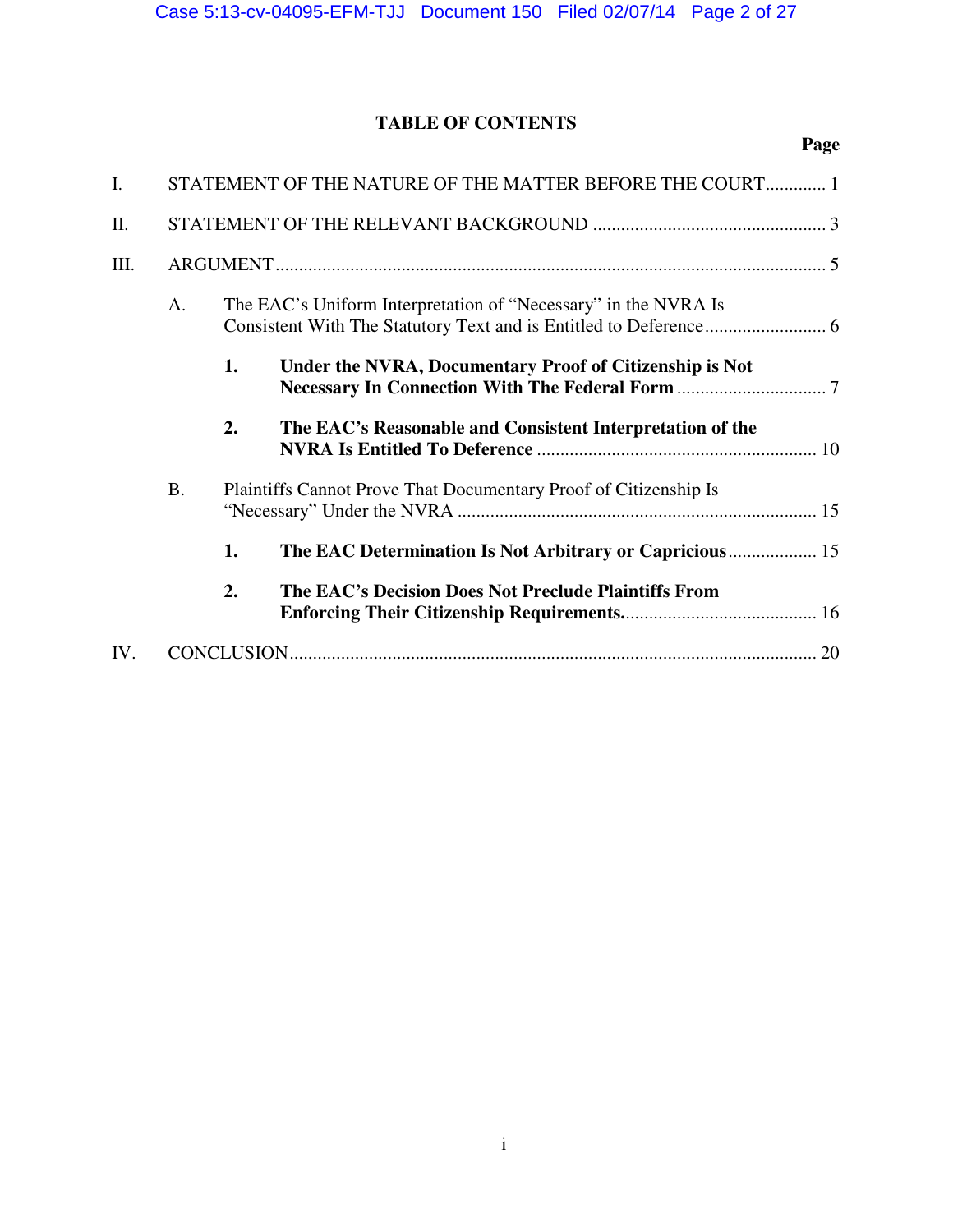**TABLE OF CONTENTS**

| | | Page |
|---|---|---|
| I. | STATEMENT OF THE NATURE OF THE MATTER BEFORE THE COURT | 1 |
| II. | STATEMENT OF THE RELEVANT BACKGROUND | 3 |
| III. | ARGUMENT | 5 |
| | A. The EAC's Uniform Interpretation of "Necessary" in the NVRA Is Consistent With The Statutory Text and is Entitled to Deference | 6 |
| | 1. **Under the NVRA, Documentary Proof of Citizenship is Not Necessary In Connection With The Federal Form** | 7 |
| | 2. **The EAC's Reasonable and Consistent Interpretation of the NVRA Is Entitled To Deference** | 10 |
| | B. Plaintiffs Cannot Prove That Documentary Proof of Citizenship Is "Necessary" Under the NVRA | 15 |
| | 1. **The EAC Determination Is Not Arbitrary or Capricious** | 15 |
| | 2. **The EAC's Decision Does Not Preclude Plaintiffs From Enforcing Their Citizenship Requirements.** | 16 |
| IV. | CONCLUSION | 20 |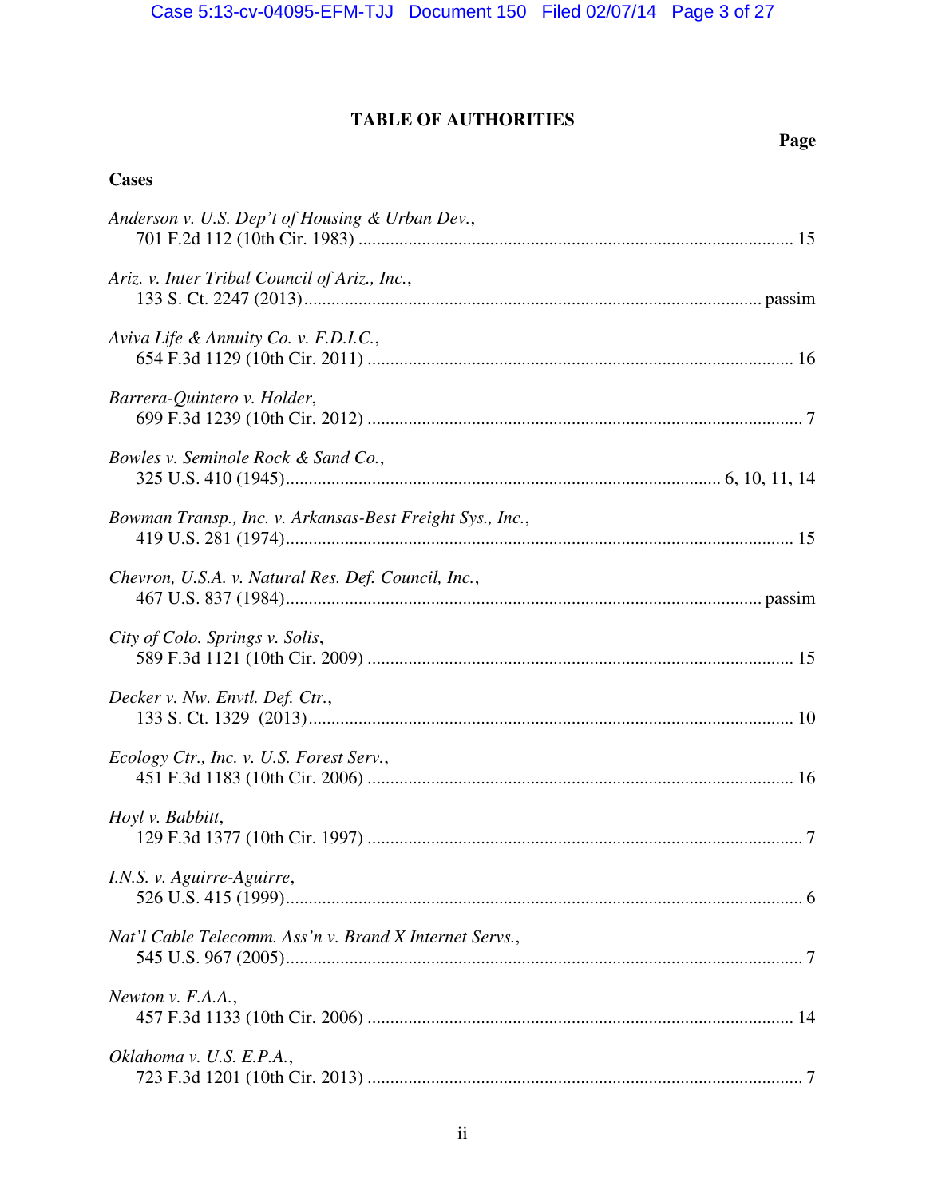# TABLE OF AUTHORITIES

**Page**

**Cases**

*Anderson v. U.S. Dep't of Housing & Urban Dev.*,
701 F.2d 112 (10th Cir. 1983) ........................................................................................ 15

*Ariz. v. Inter Tribal Council of Ariz., Inc.*,
133 S. Ct. 2247 (2013).................................................................................................. passim

*Aviva Life & Annuity Co. v. F.D.I.C.*,
654 F.3d 1129 (10th Cir. 2011) ...................................................................................... 16

*Barrera-Quintero v. Holder*,
699 F.3d 1239 (10th Cir. 2012) ........................................................................................ 7

*Bowles v. Seminole Rock & Sand Co.*,
325 U.S. 410 (1945).......................................................................................... 6, 10, 11, 14

*Bowman Transp., Inc. v. Arkansas-Best Freight Sys., Inc.*,
419 U.S. 281 (1974)......................................................................................................... 15

*Chevron, U.S.A. v. Natural Res. Def. Council, Inc.*,
467 U.S. 837 (1984).................................................................................................. passim

*City of Colo. Springs v. Solis*,
589 F.3d 1121 (10th Cir. 2009) ...................................................................................... 15

*Decker v. Nw. Envtl. Def. Ctr.*,
133 S. Ct. 1329 (2013).................................................................................................... 10

*Ecology Ctr., Inc. v. U.S. Forest Serv.*,
451 F.3d 1183 (10th Cir. 2006) ...................................................................................... 16

*Hoyl v. Babbitt*,
129 F.3d 1377 (10th Cir. 1997) ........................................................................................ 7

*I.N.S. v. Aguirre-Aguirre*,
526 U.S. 415 (1999)........................................................................................................... 6

*Nat'l Cable Telecomm. Ass'n v. Brand X Internet Servs.*,
545 U.S. 967 (2005)........................................................................................................... 7

*Newton v. F.A.A.*,
457 F.3d 1133 (10th Cir. 2006) ...................................................................................... 14

*Oklahoma v. U.S. E.P.A.*,
723 F.3d 1201 (10th Cir. 2013) ........................................................................................ 7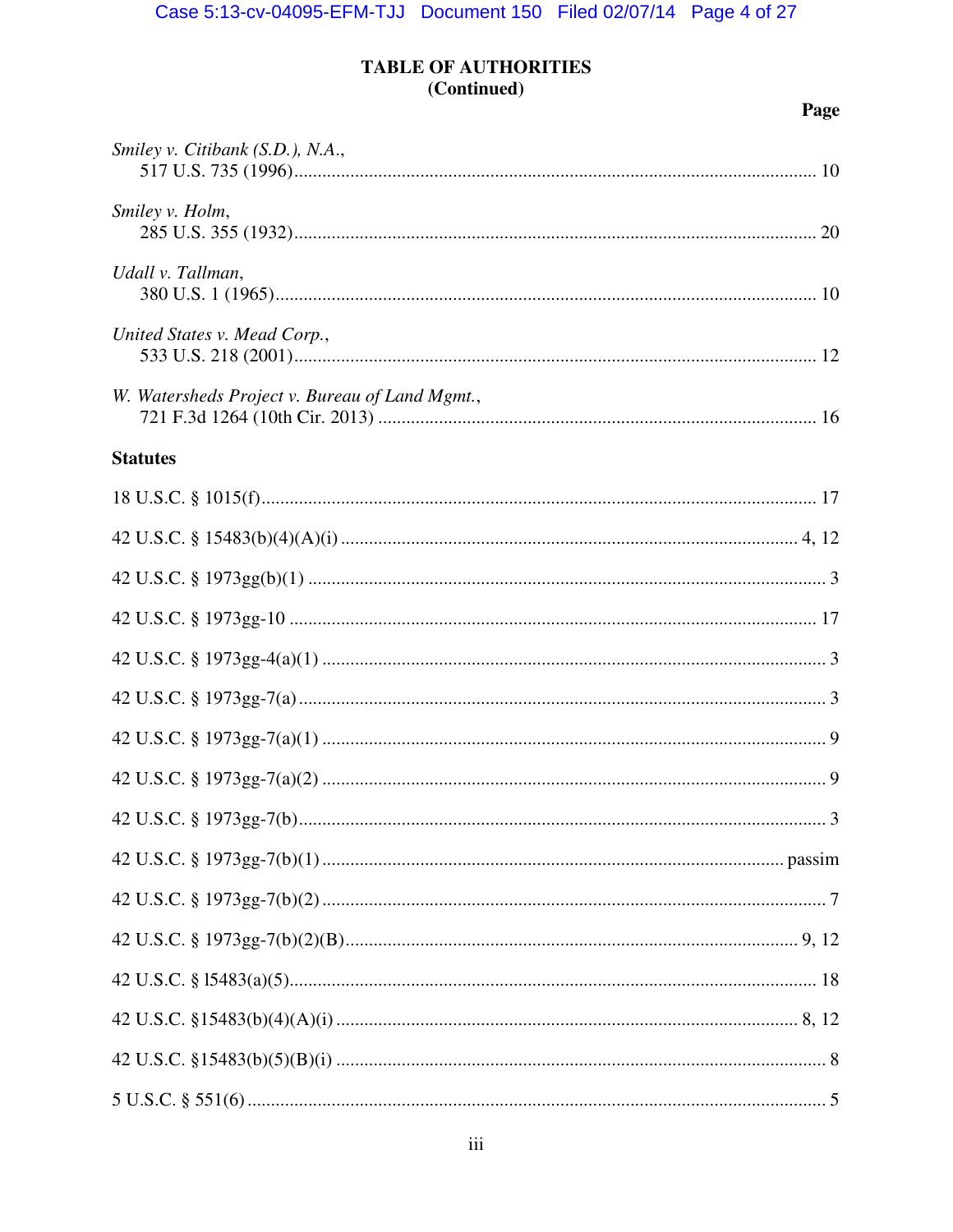**TABLE OF AUTHORITIES**
**(Continued)**

Page

*Smiley v. Citibank (S.D.), N.A.*,
517 U.S. 735 (1996)........................................................................................................ 10

*Smiley v. Holm*,
285 U.S. 355 (1932)........................................................................................................ 20

*Udall v. Tallman*,
380 U.S. 1 (1965)............................................................................................................ 10

*United States v. Mead Corp.*,
533 U.S. 218 (2001)........................................................................................................ 12

*W. Watersheds Project v. Bureau of Land Mgmt.*,
721 F.3d 1264 (10th Cir. 2013) ...................................................................................... 16

**Statutes**

18 U.S.C. § 1015(f)............................................................................................................ 17

42 U.S.C. § 15483(b)(4)(A)(i) ....................................................................................... 4, 12

42 U.S.C. § 1973gg(b)(1) .................................................................................................... 3

42 U.S.C. § 1973gg-10 ...................................................................................................... 17

42 U.S.C. § 1973gg-4(a)(1) ................................................................................................. 3

42 U.S.C. § 1973gg-7(a)...................................................................................................... 3

42 U.S.C. § 1973gg-7(a)(1) ................................................................................................. 9

42 U.S.C. § 1973gg-7(a)(2) ................................................................................................. 9

42 U.S.C. § 1973gg-7(b)...................................................................................................... 3

42 U.S.C. § 1973gg-7(b)(1) ......................................................................................... passim

42 U.S.C. § 1973gg-7(b)(2) ................................................................................................. 7

42 U.S.C. § 1973gg-7(b)(2)(B)...................................................................................... 9, 12

42 U.S.C. § 15483(a)(5)...................................................................................................... 18

42 U.S.C. §15483(b)(4)(A)(i) ......................................................................................... 8, 12

42 U.S.C. §15483(b)(5)(B)(i) ............................................................................................... 8

5 U.S.C. § 551(6) ................................................................................................................. 5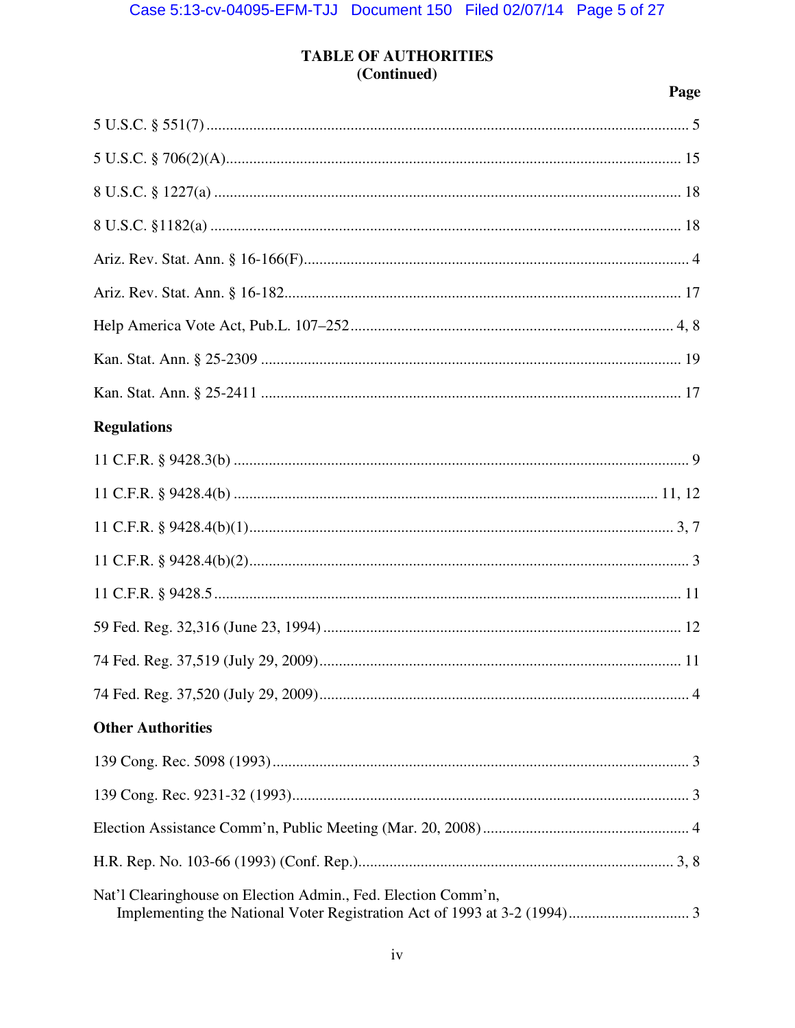# TABLE OF AUTHORITIES
# (Continued)

**Page**

5 U.S.C. § 551(7) .......... 5

5 U.S.C. § 706(2)(A) .......... 15

8 U.S.C. § 1227(a) .......... 18

8 U.S.C. §1182(a) .......... 18

Ariz. Rev. Stat. Ann. § 16-166(F) .......... 4

Ariz. Rev. Stat. Ann. § 16-182 .......... 17

Help America Vote Act, Pub.L. 107–252 .......... 4, 8

Kan. Stat. Ann. § 25-2309 .......... 19

Kan. Stat. Ann. § 25-2411 .......... 17

## Regulations

11 C.F.R. § 9428.3(b) .......... 9

11 C.F.R. § 9428.4(b) .......... 11, 12

11 C.F.R. § 9428.4(b)(1) .......... 3, 7

11 C.F.R. § 9428.4(b)(2) .......... 3

11 C.F.R. § 9428.5 .......... 11

59 Fed. Reg. 32,316 (June 23, 1994) .......... 12

74 Fed. Reg. 37,519 (July 29, 2009) .......... 11

74 Fed. Reg. 37,520 (July 29, 2009) .......... 4

## Other Authorities

139 Cong. Rec. 5098 (1993) .......... 3

139 Cong. Rec. 9231-32 (1993) .......... 3

Election Assistance Comm'n, Public Meeting (Mar. 20, 2008) .......... 4

H.R. Rep. No. 103-66 (1993) (Conf. Rep.) .......... 3, 8

Nat'l Clearinghouse on Election Admin., Fed. Election Comm'n, Implementing the National Voter Registration Act of 1993 at 3-2 (1994) .......... 3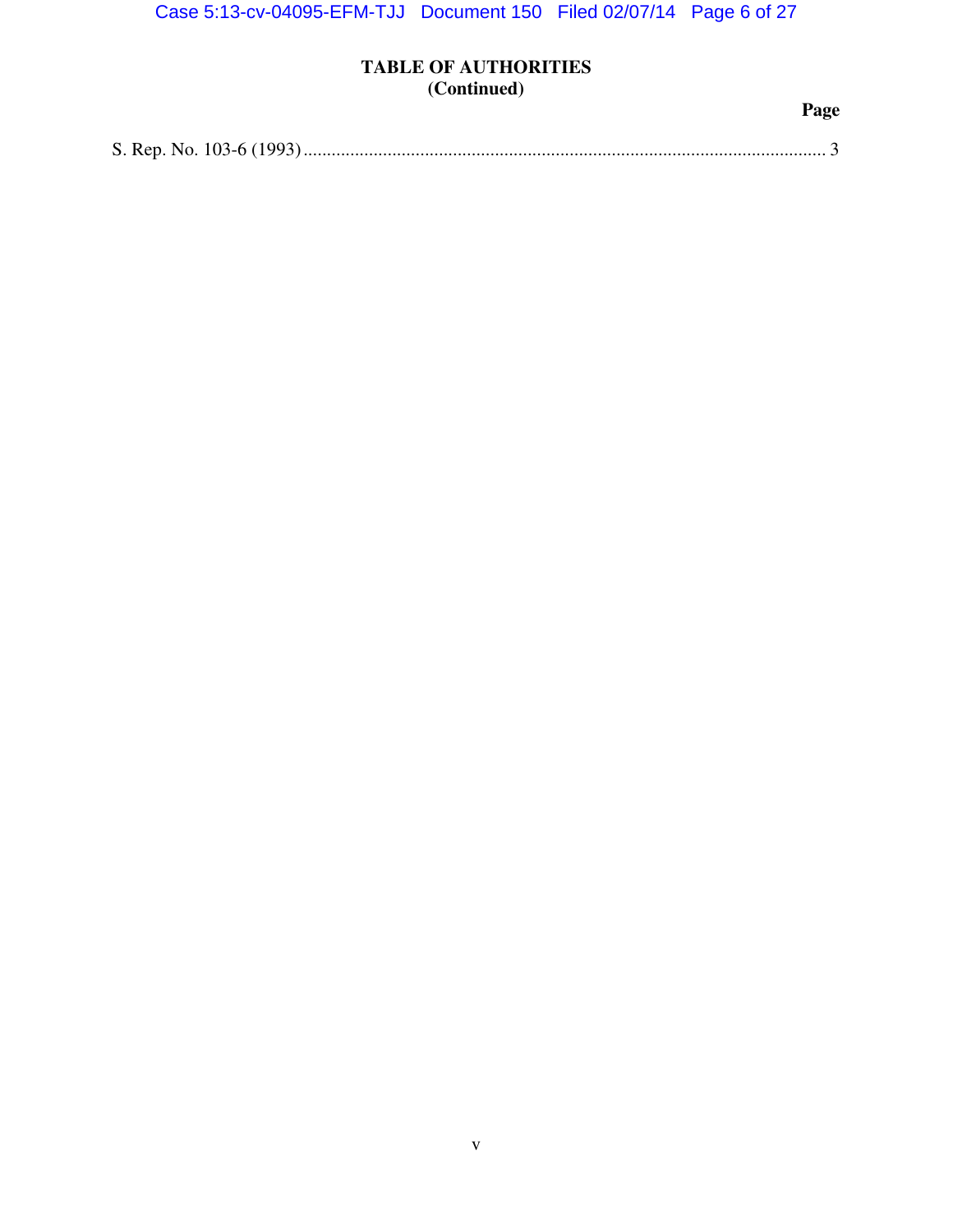## TABLE OF AUTHORITIES
## (Continued)

| | Page |
|---|---|
| S. Rep. No. 103-6 (1993) | 3 |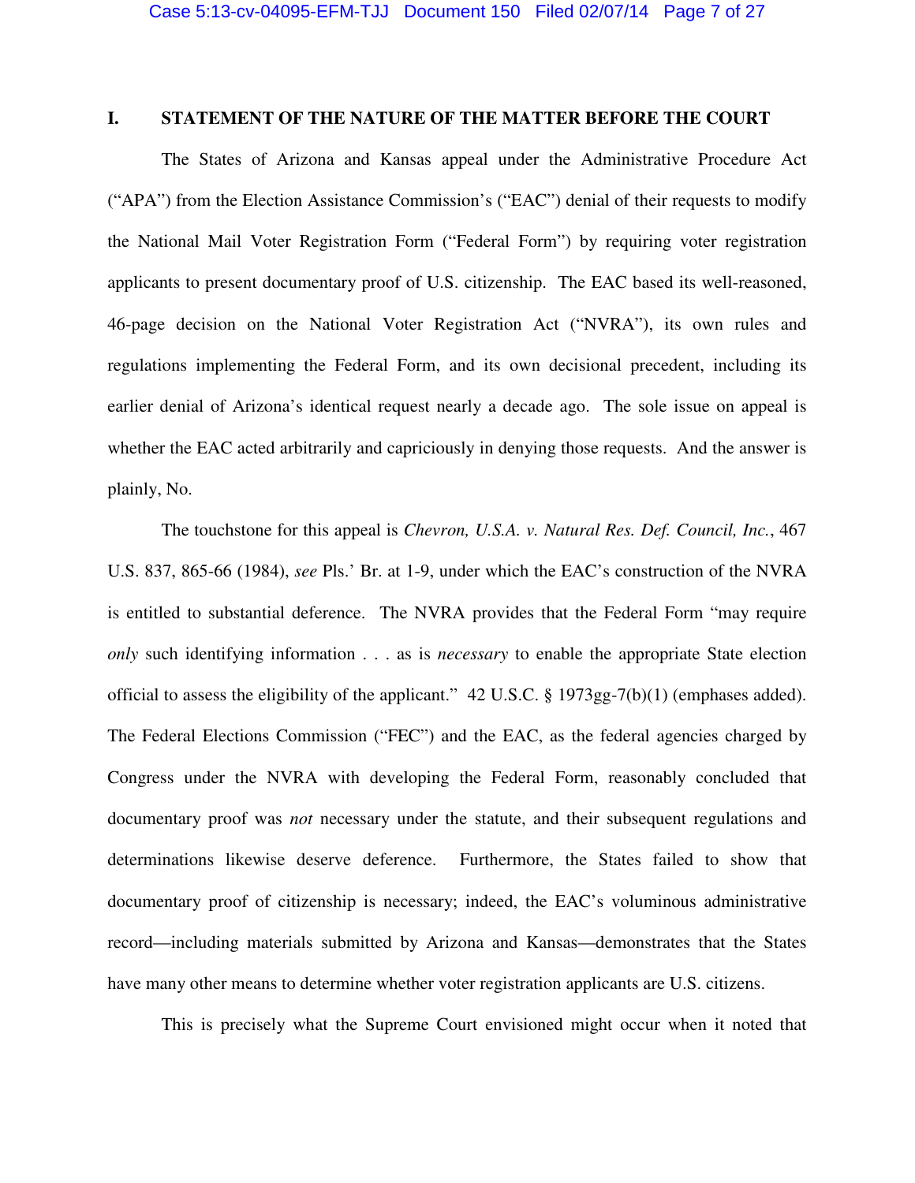## I. STATEMENT OF THE NATURE OF THE MATTER BEFORE THE COURT

The States of Arizona and Kansas appeal under the Administrative Procedure Act ("APA") from the Election Assistance Commission's ("EAC") denial of their requests to modify the National Mail Voter Registration Form ("Federal Form") by requiring voter registration applicants to present documentary proof of U.S. citizenship. The EAC based its well-reasoned, 46-page decision on the National Voter Registration Act ("NVRA"), its own rules and regulations implementing the Federal Form, and its own decisional precedent, including its earlier denial of Arizona's identical request nearly a decade ago. The sole issue on appeal is whether the EAC acted arbitrarily and capriciously in denying those requests. And the answer is plainly, No.

The touchstone for this appeal is *Chevron, U.S.A. v. Natural Res. Def. Council, Inc.*, 467 U.S. 837, 865-66 (1984), *see* Pls.' Br. at 1-9, under which the EAC's construction of the NVRA is entitled to substantial deference. The NVRA provides that the Federal Form "may require *only* such identifying information . . . as is *necessary* to enable the appropriate State election official to assess the eligibility of the applicant." 42 U.S.C. § 1973gg-7(b)(1) (emphases added). The Federal Elections Commission ("FEC") and the EAC, as the federal agencies charged by Congress under the NVRA with developing the Federal Form, reasonably concluded that documentary proof was *not* necessary under the statute, and their subsequent regulations and determinations likewise deserve deference. Furthermore, the States failed to show that documentary proof of citizenship is necessary; indeed, the EAC's voluminous administrative record—including materials submitted by Arizona and Kansas—demonstrates that the States have many other means to determine whether voter registration applicants are U.S. citizens.

This is precisely what the Supreme Court envisioned might occur when it noted that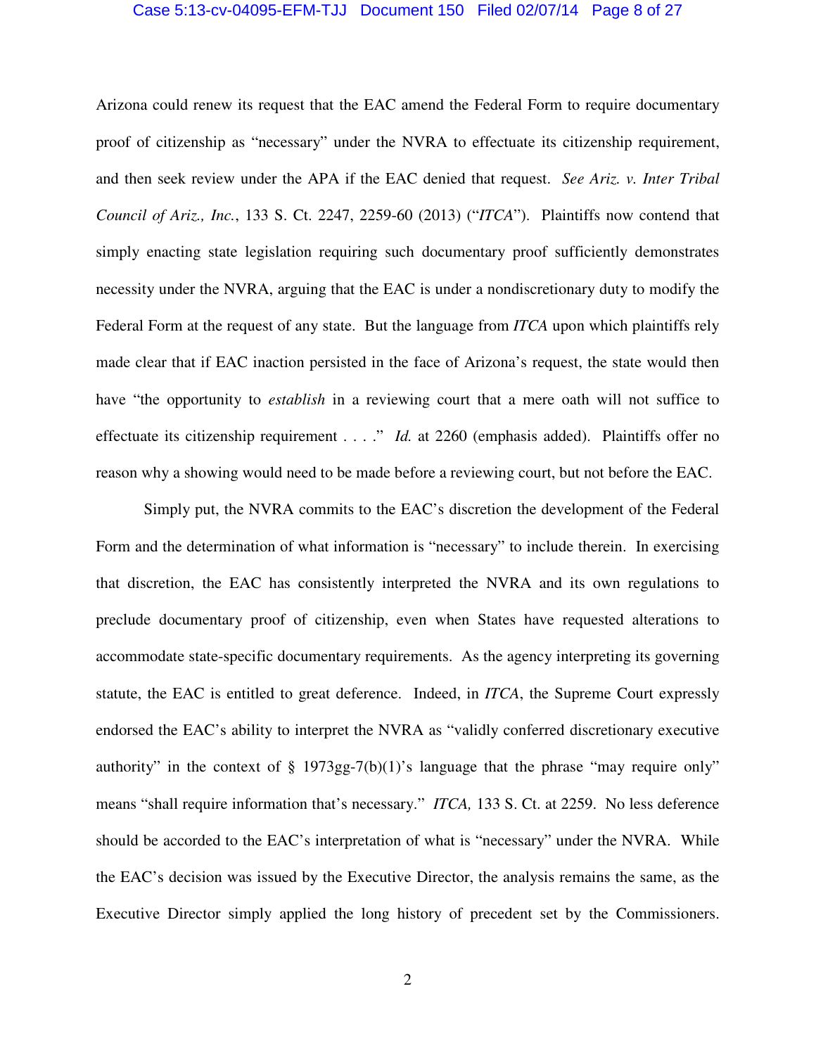Arizona could renew its request that the EAC amend the Federal Form to require documentary proof of citizenship as "necessary" under the NVRA to effectuate its citizenship requirement, and then seek review under the APA if the EAC denied that request. *See Ariz. v. Inter Tribal Council of Ariz., Inc.*, 133 S. Ct. 2247, 2259-60 (2013) ("*ITCA*"). Plaintiffs now contend that simply enacting state legislation requiring such documentary proof sufficiently demonstrates necessity under the NVRA, arguing that the EAC is under a nondiscretionary duty to modify the Federal Form at the request of any state. But the language from *ITCA* upon which plaintiffs rely made clear that if EAC inaction persisted in the face of Arizona's request, the state would then have "the opportunity to *establish* in a reviewing court that a mere oath will not suffice to effectuate its citizenship requirement . . . ." *Id.* at 2260 (emphasis added). Plaintiffs offer no reason why a showing would need to be made before a reviewing court, but not before the EAC.

Simply put, the NVRA commits to the EAC's discretion the development of the Federal Form and the determination of what information is "necessary" to include therein. In exercising that discretion, the EAC has consistently interpreted the NVRA and its own regulations to preclude documentary proof of citizenship, even when States have requested alterations to accommodate state-specific documentary requirements. As the agency interpreting its governing statute, the EAC is entitled to great deference. Indeed, in *ITCA*, the Supreme Court expressly endorsed the EAC's ability to interpret the NVRA as "validly conferred discretionary executive authority" in the context of § 1973gg-7(b)(1)'s language that the phrase "may require only" means "shall require information that's necessary." *ITCA,* 133 S. Ct. at 2259. No less deference should be accorded to the EAC's interpretation of what is "necessary" under the NVRA. While the EAC's decision was issued by the Executive Director, the analysis remains the same, as the Executive Director simply applied the long history of precedent set by the Commissioners.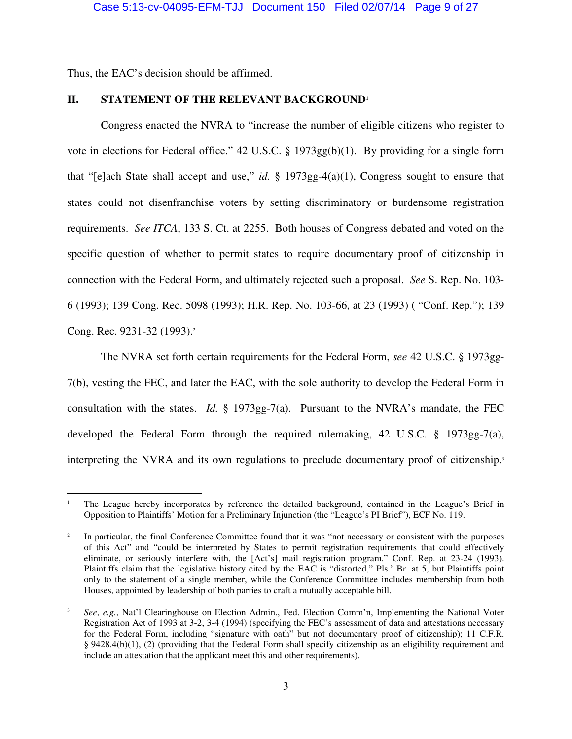Thus, the EAC's decision should be affirmed.

## II. STATEMENT OF THE RELEVANT BACKGROUND[1]

Congress enacted the NVRA to "increase the number of eligible citizens who register to vote in elections for Federal office." 42 U.S.C. § 1973gg(b)(1). By providing for a single form that "[e]ach State shall accept and use," *id.* § 1973gg-4(a)(1), Congress sought to ensure that states could not disenfranchise voters by setting discriminatory or burdensome registration requirements. *See ITCA*, 133 S. Ct. at 2255. Both houses of Congress debated and voted on the specific question of whether to permit states to require documentary proof of citizenship in connection with the Federal Form, and ultimately rejected such a proposal. *See* S. Rep. No. 103-6 (1993); 139 Cong. Rec. 5098 (1993); H.R. Rep. No. 103-66, at 23 (1993) ( "Conf. Rep."); 139 Cong. Rec. 9231-32 (1993).[2]

The NVRA set forth certain requirements for the Federal Form, *see* 42 U.S.C. § 1973gg-7(b), vesting the FEC, and later the EAC, with the sole authority to develop the Federal Form in consultation with the states. *Id.* § 1973gg-7(a). Pursuant to the NVRA's mandate, the FEC developed the Federal Form through the required rulemaking, 42 U.S.C. § 1973gg-7(a), interpreting the NVRA and its own regulations to preclude documentary proof of citizenship.[3]

---

[1] The League hereby incorporates by reference the detailed background, contained in the League's Brief in Opposition to Plaintiffs' Motion for a Preliminary Injunction (the "League's PI Brief"), ECF No. 119.

[2] In particular, the final Conference Committee found that it was "not necessary or consistent with the purposes of this Act" and "could be interpreted by States to permit registration requirements that could effectively eliminate, or seriously interfere with, the [Act's] mail registration program." Conf. Rep. at 23-24 (1993). Plaintiffs claim that the legislative history cited by the EAC is "distorted," Pls.' Br. at 5, but Plaintiffs point only to the statement of a single member, while the Conference Committee includes membership from both Houses, appointed by leadership of both parties to craft a mutually acceptable bill.

[3] *See*, *e.g.*, Nat'l Clearinghouse on Election Admin., Fed. Election Comm'n, Implementing the National Voter Registration Act of 1993 at 3-2, 3-4 (1994) (specifying the FEC's assessment of data and attestations necessary for the Federal Form, including "signature with oath" but not documentary proof of citizenship); 11 C.F.R. § 9428.4(b)(1), (2) (providing that the Federal Form shall specify citizenship as an eligibility requirement and include an attestation that the applicant meet this and other requirements).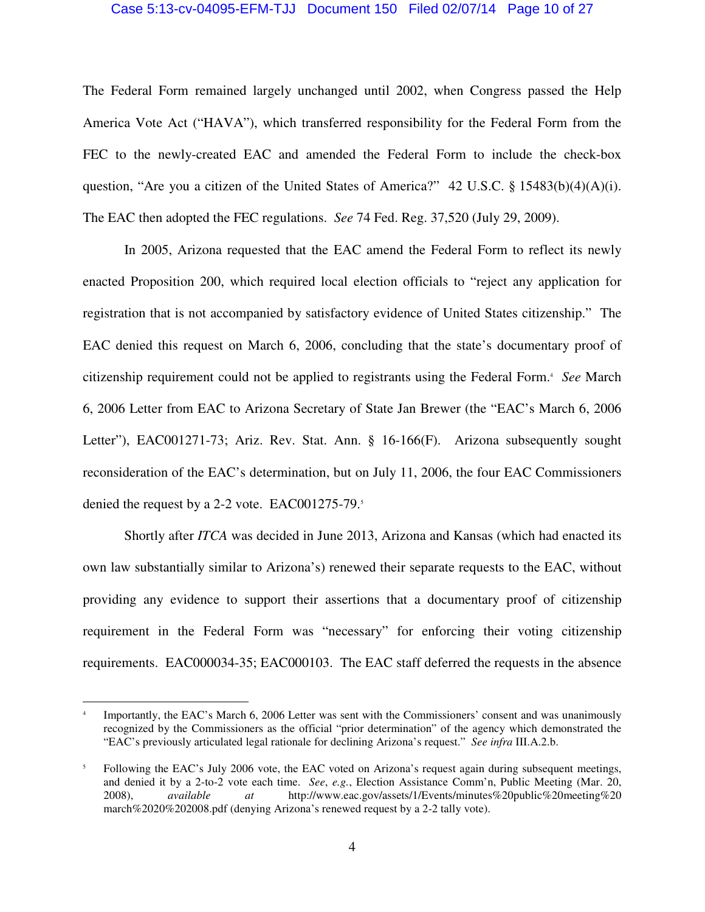The Federal Form remained largely unchanged until 2002, when Congress passed the Help America Vote Act ("HAVA"), which transferred responsibility for the Federal Form from the FEC to the newly-created EAC and amended the Federal Form to include the check-box question, "Are you a citizen of the United States of America?" 42 U.S.C. § 15483(b)(4)(A)(i). The EAC then adopted the FEC regulations. *See* 74 Fed. Reg. 37,520 (July 29, 2009).

In 2005, Arizona requested that the EAC amend the Federal Form to reflect its newly enacted Proposition 200, which required local election officials to "reject any application for registration that is not accompanied by satisfactory evidence of United States citizenship." The EAC denied this request on March 6, 2006, concluding that the state's documentary proof of citizenship requirement could not be applied to registrants using the Federal Form.[4] *See* March 6, 2006 Letter from EAC to Arizona Secretary of State Jan Brewer (the "EAC's March 6, 2006 Letter"), EAC001271-73; Ariz. Rev. Stat. Ann. § 16-166(F). Arizona subsequently sought reconsideration of the EAC's determination, but on July 11, 2006, the four EAC Commissioners denied the request by a 2-2 vote. EAC001275-79.[5]

Shortly after *ITCA* was decided in June 2013, Arizona and Kansas (which had enacted its own law substantially similar to Arizona's) renewed their separate requests to the EAC, without providing any evidence to support their assertions that a documentary proof of citizenship requirement in the Federal Form was "necessary" for enforcing their voting citizenship requirements. EAC000034-35; EAC000103. The EAC staff deferred the requests in the absence

---

[4] Importantly, the EAC's March 6, 2006 Letter was sent with the Commissioners' consent and was unanimously recognized by the Commissioners as the official "prior determination" of the agency which demonstrated the "EAC's previously articulated legal rationale for declining Arizona's request." *See infra* III.A.2.b.

[5] Following the EAC's July 2006 vote, the EAC voted on Arizona's request again during subsequent meetings, and denied it by a 2-to-2 vote each time. *See*, *e.g.*, Election Assistance Comm'n, Public Meeting (Mar. 20, 2008), *available at* http://www.eac.gov/assets/1/Events/minutes%20public%20meeting%20march%2020%202008.pdf (denying Arizona's renewed request by a 2-2 tally vote).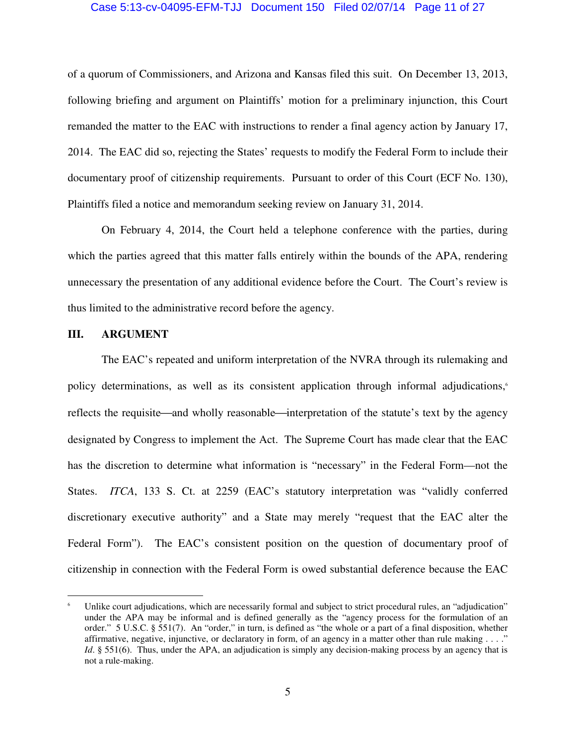of a quorum of Commissioners, and Arizona and Kansas filed this suit. On December 13, 2013, following briefing and argument on Plaintiffs' motion for a preliminary injunction, this Court remanded the matter to the EAC with instructions to render a final agency action by January 17, 2014. The EAC did so, rejecting the States' requests to modify the Federal Form to include their documentary proof of citizenship requirements. Pursuant to order of this Court (ECF No. 130), Plaintiffs filed a notice and memorandum seeking review on January 31, 2014.

On February 4, 2014, the Court held a telephone conference with the parties, during which the parties agreed that this matter falls entirely within the bounds of the APA, rendering unnecessary the presentation of any additional evidence before the Court. The Court's review is thus limited to the administrative record before the agency.

## III. ARGUMENT

The EAC's repeated and uniform interpretation of the NVRA through its rulemaking and policy determinations, as well as its consistent application through informal adjudications,[6] reflects the requisite—and wholly reasonable—interpretation of the statute's text by the agency designated by Congress to implement the Act. The Supreme Court has made clear that the EAC has the discretion to determine what information is "necessary" in the Federal Form—not the States. *ITCA*, 133 S. Ct. at 2259 (EAC's statutory interpretation was "validly conferred discretionary executive authority" and a State may merely "request that the EAC alter the Federal Form"). The EAC's consistent position on the question of documentary proof of citizenship in connection with the Federal Form is owed substantial deference because the EAC

[6] Unlike court adjudications, which are necessarily formal and subject to strict procedural rules, an "adjudication" under the APA may be informal and is defined generally as the "agency process for the formulation of an order." 5 U.S.C. § 551(7). An "order," in turn, is defined as "the whole or a part of a final disposition, whether affirmative, negative, injunctive, or declaratory in form, of an agency in a matter other than rule making . . . ." *Id*. § 551(6). Thus, under the APA, an adjudication is simply any decision-making process by an agency that is not a rule-making.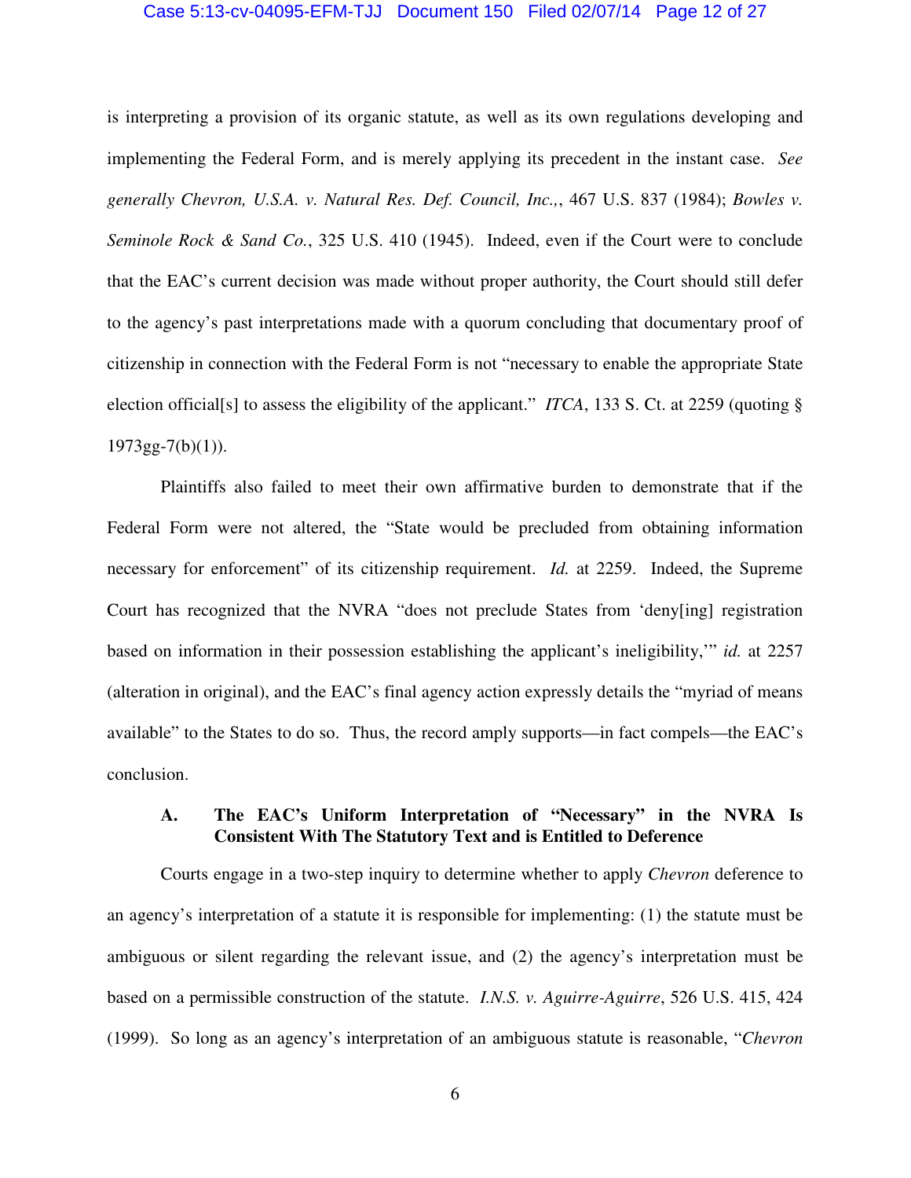is interpreting a provision of its organic statute, as well as its own regulations developing and implementing the Federal Form, and is merely applying its precedent in the instant case. *See generally Chevron, U.S.A. v. Natural Res. Def. Council, Inc.,*, 467 U.S. 837 (1984); *Bowles v. Seminole Rock & Sand Co.*, 325 U.S. 410 (1945). Indeed, even if the Court were to conclude that the EAC's current decision was made without proper authority, the Court should still defer to the agency's past interpretations made with a quorum concluding that documentary proof of citizenship in connection with the Federal Form is not "necessary to enable the appropriate State election official[s] to assess the eligibility of the applicant." *ITCA*, 133 S. Ct. at 2259 (quoting § 1973gg-7(b)(1)).

Plaintiffs also failed to meet their own affirmative burden to demonstrate that if the Federal Form were not altered, the "State would be precluded from obtaining information necessary for enforcement" of its citizenship requirement. *Id.* at 2259. Indeed, the Supreme Court has recognized that the NVRA "does not preclude States from 'deny[ing] registration based on information in their possession establishing the applicant's ineligibility,'" *id.* at 2257 (alteration in original), and the EAC's final agency action expressly details the "myriad of means available" to the States to do so. Thus, the record amply supports—in fact compels—the EAC's conclusion.

### A. The EAC's Uniform Interpretation of "Necessary" in the NVRA Is Consistent With The Statutory Text and is Entitled to Deference

Courts engage in a two-step inquiry to determine whether to apply *Chevron* deference to an agency's interpretation of a statute it is responsible for implementing: (1) the statute must be ambiguous or silent regarding the relevant issue, and (2) the agency's interpretation must be based on a permissible construction of the statute. *I.N.S. v. Aguirre-Aguirre*, 526 U.S. 415, 424 (1999). So long as an agency's interpretation of an ambiguous statute is reasonable, "*Chevron*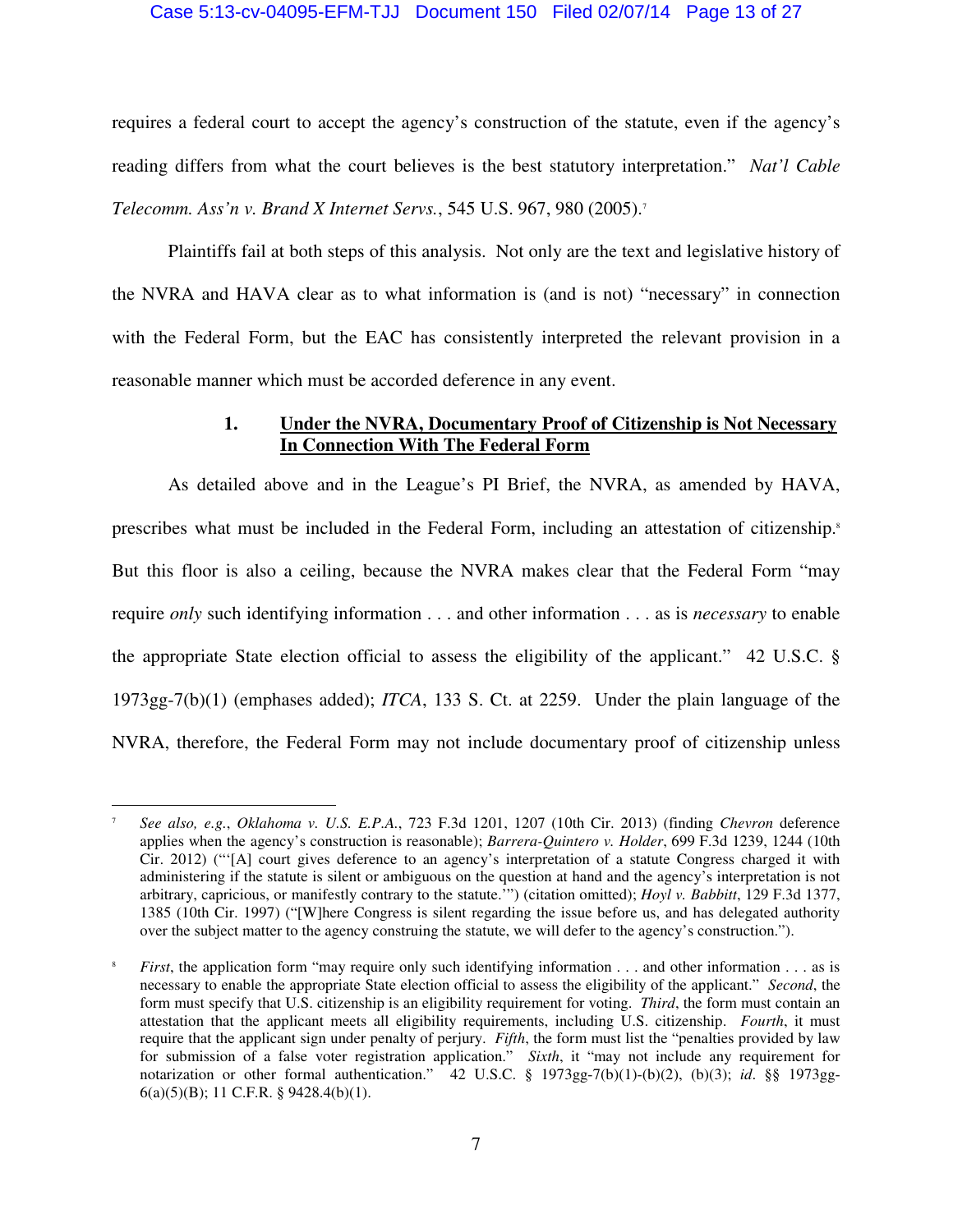requires a federal court to accept the agency's construction of the statute, even if the agency's reading differs from what the court believes is the best statutory interpretation." *Nat'l Cable Telecomm. Ass'n v. Brand X Internet Servs.*, 545 U.S. 967, 980 (2005).[7]

Plaintiffs fail at both steps of this analysis. Not only are the text and legislative history of the NVRA and HAVA clear as to what information is (and is not) "necessary" in connection with the Federal Form, but the EAC has consistently interpreted the relevant provision in a reasonable manner which must be accorded deference in any event.

### 1. **Under the NVRA, Documentary Proof of Citizenship is Not Necessary In Connection With The Federal Form**

As detailed above and in the League's PI Brief, the NVRA, as amended by HAVA, prescribes what must be included in the Federal Form, including an attestation of citizenship.[8] But this floor is also a ceiling, because the NVRA makes clear that the Federal Form "may require *only* such identifying information . . . and other information . . . as is *necessary* to enable the appropriate State election official to assess the eligibility of the applicant." 42 U.S.C. § 1973gg-7(b)(1) (emphases added); *ITCA*, 133 S. Ct. at 2259. Under the plain language of the NVRA, therefore, the Federal Form may not include documentary proof of citizenship unless

---

[7] *See also, e.g.*, *Oklahoma v. U.S. E.P.A.*, 723 F.3d 1201, 1207 (10th Cir. 2013) (finding *Chevron* deference applies when the agency's construction is reasonable); *Barrera-Quintero v. Holder*, 699 F.3d 1239, 1244 (10th Cir. 2012) ("'[A] court gives deference to an agency's interpretation of a statute Congress charged it with administering if the statute is silent or ambiguous on the question at hand and the agency's interpretation is not arbitrary, capricious, or manifestly contrary to the statute.'") (citation omitted); *Hoyl v. Babbitt*, 129 F.3d 1377, 1385 (10th Cir. 1997) ("[W]here Congress is silent regarding the issue before us, and has delegated authority over the subject matter to the agency construing the statute, we will defer to the agency's construction.").

[8] *First*, the application form "may require only such identifying information . . . and other information . . . as is necessary to enable the appropriate State election official to assess the eligibility of the applicant." *Second*, the form must specify that U.S. citizenship is an eligibility requirement for voting. *Third*, the form must contain an attestation that the applicant meets all eligibility requirements, including U.S. citizenship. *Fourth*, it must require that the applicant sign under penalty of perjury. *Fifth*, the form must list the "penalties provided by law for submission of a false voter registration application." *Sixth*, it "may not include any requirement for notarization or other formal authentication." 42 U.S.C. § 1973gg-7(b)(1)-(b)(2), (b)(3); *id*. §§ 1973gg-6(a)(5)(B); 11 C.F.R. § 9428.4(b)(1).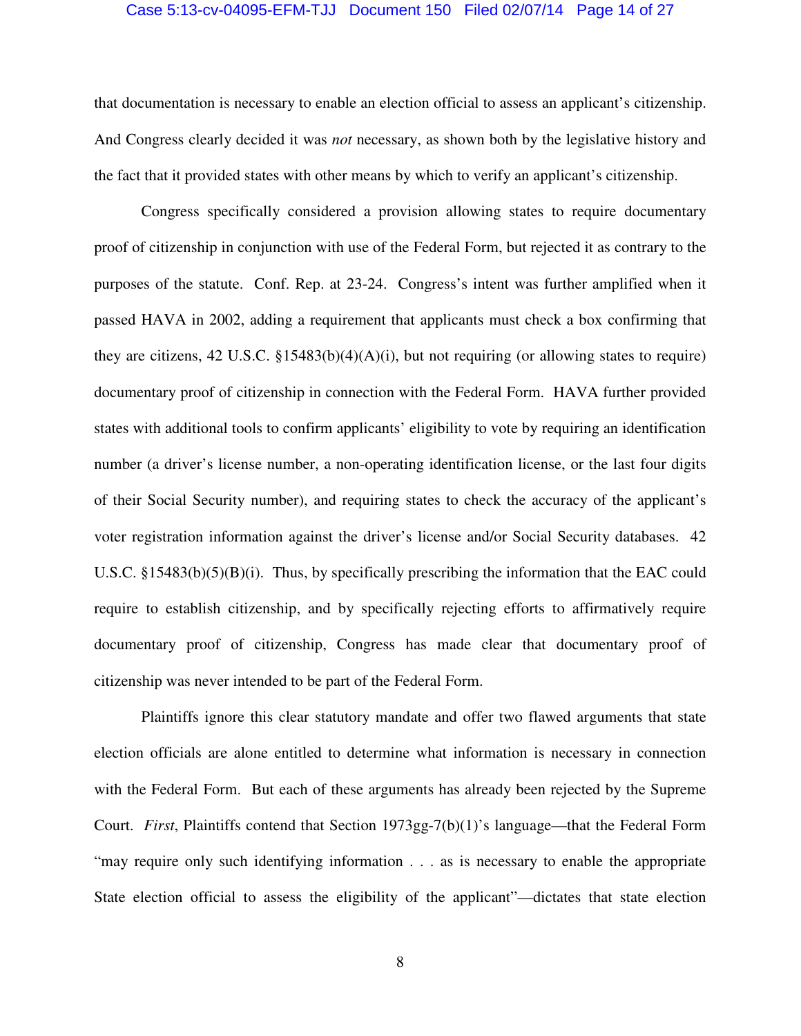that documentation is necessary to enable an election official to assess an applicant's citizenship. And Congress clearly decided it was *not* necessary, as shown both by the legislative history and the fact that it provided states with other means by which to verify an applicant's citizenship.

Congress specifically considered a provision allowing states to require documentary proof of citizenship in conjunction with use of the Federal Form, but rejected it as contrary to the purposes of the statute. Conf. Rep. at 23-24. Congress's intent was further amplified when it passed HAVA in 2002, adding a requirement that applicants must check a box confirming that they are citizens, 42 U.S.C. §15483(b)(4)(A)(i), but not requiring (or allowing states to require) documentary proof of citizenship in connection with the Federal Form. HAVA further provided states with additional tools to confirm applicants' eligibility to vote by requiring an identification number (a driver's license number, a non-operating identification license, or the last four digits of their Social Security number), and requiring states to check the accuracy of the applicant's voter registration information against the driver's license and/or Social Security databases. 42 U.S.C. §15483(b)(5)(B)(i). Thus, by specifically prescribing the information that the EAC could require to establish citizenship, and by specifically rejecting efforts to affirmatively require documentary proof of citizenship, Congress has made clear that documentary proof of citizenship was never intended to be part of the Federal Form.

Plaintiffs ignore this clear statutory mandate and offer two flawed arguments that state election officials are alone entitled to determine what information is necessary in connection with the Federal Form. But each of these arguments has already been rejected by the Supreme Court. *First*, Plaintiffs contend that Section 1973gg-7(b)(1)'s language—that the Federal Form "may require only such identifying information . . . as is necessary to enable the appropriate State election official to assess the eligibility of the applicant"—dictates that state election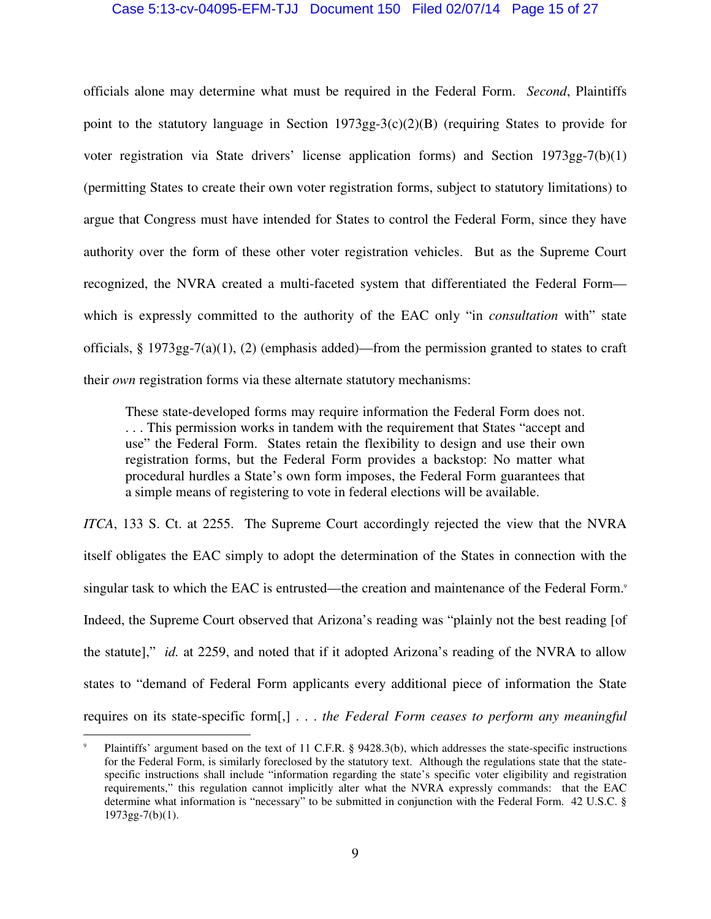officials alone may determine what must be required in the Federal Form. *Second*, Plaintiffs point to the statutory language in Section 1973gg-3(c)(2)(B) (requiring States to provide for voter registration via State drivers' license application forms) and Section 1973gg-7(b)(1) (permitting States to create their own voter registration forms, subject to statutory limitations) to argue that Congress must have intended for States to control the Federal Form, since they have authority over the form of these other voter registration vehicles. But as the Supreme Court recognized, the NVRA created a multi-faceted system that differentiated the Federal Form—which is expressly committed to the authority of the EAC only "in *consultation* with" state officials, § 1973gg-7(a)(1), (2) (emphasis added)—from the permission granted to states to craft their *own* registration forms via these alternate statutory mechanisms:

> These state-developed forms may require information the Federal Form does not. . . . This permission works in tandem with the requirement that States "accept and use" the Federal Form. States retain the flexibility to design and use their own registration forms, but the Federal Form provides a backstop: No matter what procedural hurdles a State's own form imposes, the Federal Form guarantees that a simple means of registering to vote in federal elections will be available.

*ITCA*, 133 S. Ct. at 2255. The Supreme Court accordingly rejected the view that the NVRA itself obligates the EAC simply to adopt the determination of the States in connection with the singular task to which the EAC is entrusted—the creation and maintenance of the Federal Form.[9] Indeed, the Supreme Court observed that Arizona's reading was "plainly not the best reading [of the statute]," *id.* at 2259, and noted that if it adopted Arizona's reading of the NVRA to allow states to "demand of Federal Form applicants every additional piece of information the State requires on its state-specific form[,] . . . *the Federal Form ceases to perform any meaningful*

[9] Plaintiffs' argument based on the text of 11 C.F.R. § 9428.3(b), which addresses the state-specific instructions for the Federal Form, is similarly foreclosed by the statutory text. Although the regulations state that the state-specific instructions shall include "information regarding the state's specific voter eligibility and registration requirements," this regulation cannot implicitly alter what the NVRA expressly commands: that the EAC determine what information is "necessary" to be submitted in conjunction with the Federal Form. 42 U.S.C. § 1973gg-7(b)(1).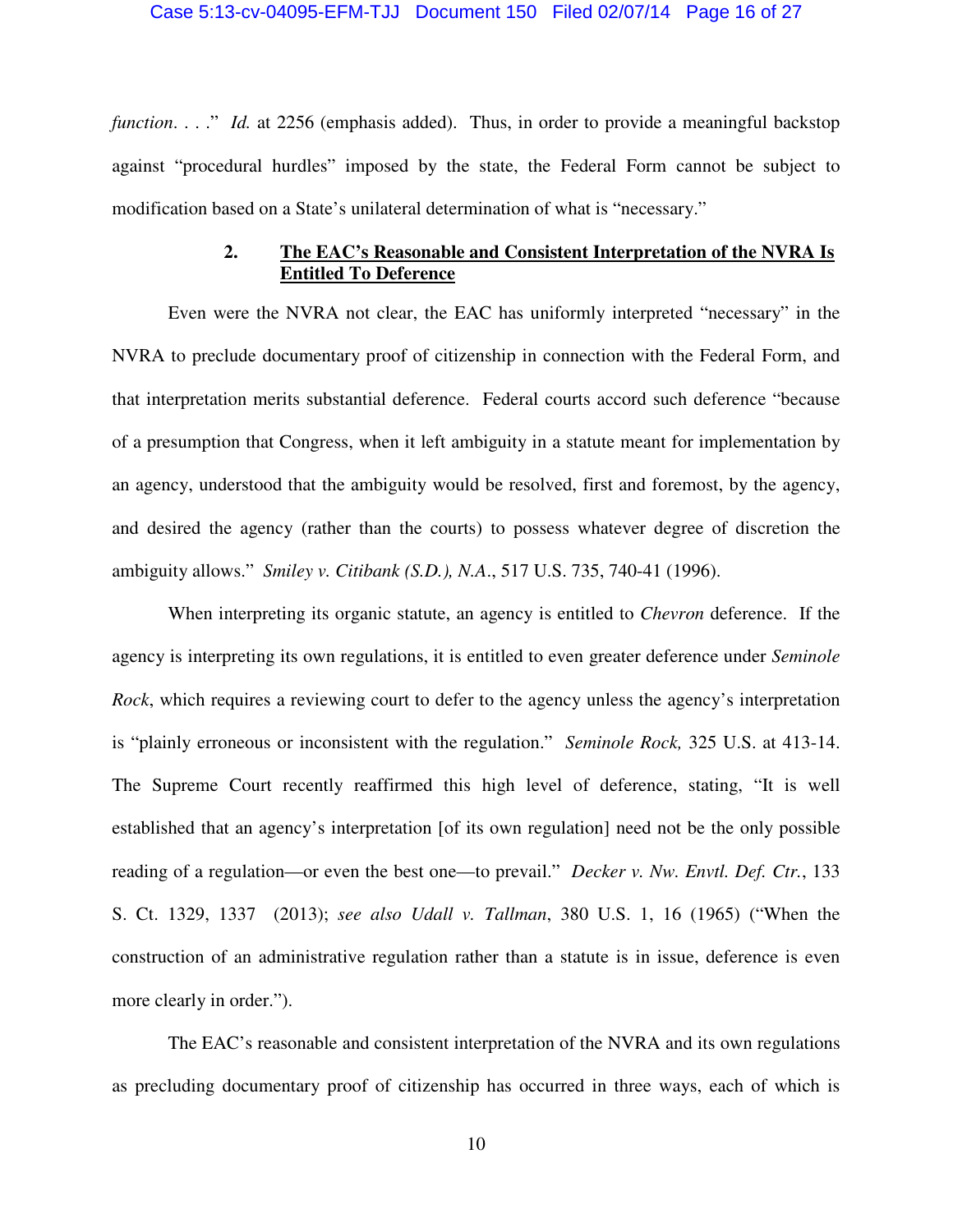*function*. . . ." *Id.* at 2256 (emphasis added). Thus, in order to provide a meaningful backstop against "procedural hurdles" imposed by the state, the Federal Form cannot be subject to modification based on a State's unilateral determination of what is "necessary."

### 2. **<u>The EAC's Reasonable and Consistent Interpretation of the NVRA Is Entitled To Deference</u>**

Even were the NVRA not clear, the EAC has uniformly interpreted "necessary" in the NVRA to preclude documentary proof of citizenship in connection with the Federal Form, and that interpretation merits substantial deference. Federal courts accord such deference "because of a presumption that Congress, when it left ambiguity in a statute meant for implementation by an agency, understood that the ambiguity would be resolved, first and foremost, by the agency, and desired the agency (rather than the courts) to possess whatever degree of discretion the ambiguity allows." *Smiley v. Citibank (S.D.), N.A*., 517 U.S. 735, 740-41 (1996).

When interpreting its organic statute, an agency is entitled to *Chevron* deference. If the agency is interpreting its own regulations, it is entitled to even greater deference under *Seminole Rock*, which requires a reviewing court to defer to the agency unless the agency's interpretation is "plainly erroneous or inconsistent with the regulation." *Seminole Rock,* 325 U.S. at 413-14. The Supreme Court recently reaffirmed this high level of deference, stating, "It is well established that an agency's interpretation [of its own regulation] need not be the only possible reading of a regulation—or even the best one—to prevail." *Decker v. Nw. Envtl. Def. Ctr.*, 133 S. Ct. 1329, 1337 (2013); *see also Udall v. Tallman*, 380 U.S. 1, 16 (1965) ("When the construction of an administrative regulation rather than a statute is in issue, deference is even more clearly in order.").

The EAC's reasonable and consistent interpretation of the NVRA and its own regulations as precluding documentary proof of citizenship has occurred in three ways, each of which is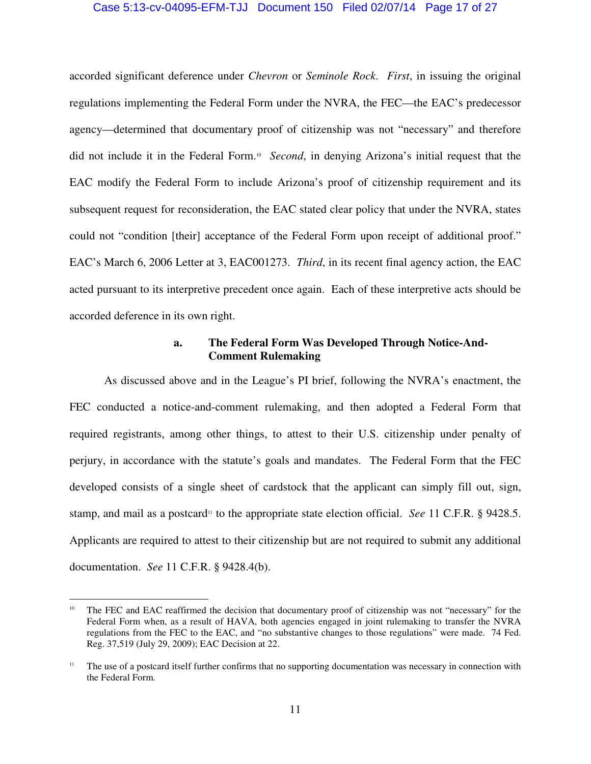accorded significant deference under *Chevron* or *Seminole Rock*. *First*, in issuing the original regulations implementing the Federal Form under the NVRA, the FEC—the EAC's predecessor agency—determined that documentary proof of citizenship was not "necessary" and therefore did not include it in the Federal Form.[10] *Second*, in denying Arizona's initial request that the EAC modify the Federal Form to include Arizona's proof of citizenship requirement and its subsequent request for reconsideration, the EAC stated clear policy that under the NVRA, states could not "condition [their] acceptance of the Federal Form upon receipt of additional proof." EAC's March 6, 2006 Letter at 3, EAC001273. *Third*, in its recent final agency action, the EAC acted pursuant to its interpretive precedent once again. Each of these interpretive acts should be accorded deference in its own right.

#### a. The Federal Form Was Developed Through Notice-And-Comment Rulemaking

As discussed above and in the League's PI brief, following the NVRA's enactment, the FEC conducted a notice-and-comment rulemaking, and then adopted a Federal Form that required registrants, among other things, to attest to their U.S. citizenship under penalty of perjury, in accordance with the statute's goals and mandates. The Federal Form that the FEC developed consists of a single sheet of cardstock that the applicant can simply fill out, sign, stamp, and mail as a postcard[11] to the appropriate state election official. *See* 11 C.F.R. § 9428.5. Applicants are required to attest to their citizenship but are not required to submit any additional documentation. *See* 11 C.F.R. § 9428.4(b).

---

[10] The FEC and EAC reaffirmed the decision that documentary proof of citizenship was not "necessary" for the Federal Form when, as a result of HAVA, both agencies engaged in joint rulemaking to transfer the NVRA regulations from the FEC to the EAC, and "no substantive changes to those regulations" were made. 74 Fed. Reg. 37,519 (July 29, 2009); EAC Decision at 22.

[11] The use of a postcard itself further confirms that no supporting documentation was necessary in connection with the Federal Form.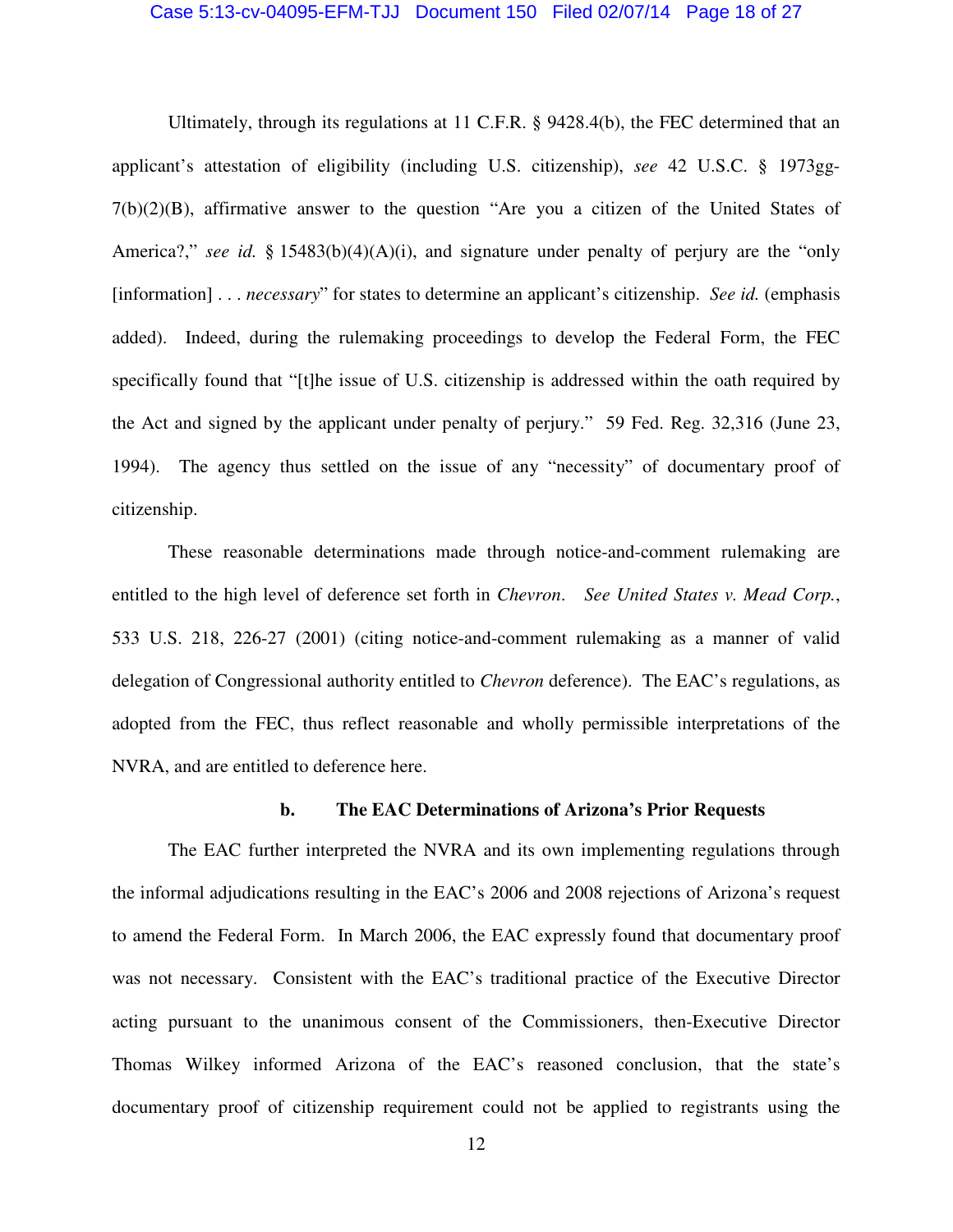Ultimately, through its regulations at 11 C.F.R. § 9428.4(b), the FEC determined that an applicant's attestation of eligibility (including U.S. citizenship), *see* 42 U.S.C. § 1973gg-7(b)(2)(B), affirmative answer to the question "Are you a citizen of the United States of America?," *see id.* § 15483(b)(4)(A)(i), and signature under penalty of perjury are the "only [information] . . . *necessary*" for states to determine an applicant's citizenship. *See id.* (emphasis added). Indeed, during the rulemaking proceedings to develop the Federal Form, the FEC specifically found that "[t]he issue of U.S. citizenship is addressed within the oath required by the Act and signed by the applicant under penalty of perjury." 59 Fed. Reg. 32,316 (June 23, 1994). The agency thus settled on the issue of any "necessity" of documentary proof of citizenship.

These reasonable determinations made through notice-and-comment rulemaking are entitled to the high level of deference set forth in *Chevron*. *See United States v. Mead Corp.*, 533 U.S. 218, 226-27 (2001) (citing notice-and-comment rulemaking as a manner of valid delegation of Congressional authority entitled to *Chevron* deference). The EAC's regulations, as adopted from the FEC, thus reflect reasonable and wholly permissible interpretations of the NVRA, and are entitled to deference here.

**b. The EAC Determinations of Arizona's Prior Requests**

The EAC further interpreted the NVRA and its own implementing regulations through the informal adjudications resulting in the EAC's 2006 and 2008 rejections of Arizona's request to amend the Federal Form. In March 2006, the EAC expressly found that documentary proof was not necessary. Consistent with the EAC's traditional practice of the Executive Director acting pursuant to the unanimous consent of the Commissioners, then-Executive Director Thomas Wilkey informed Arizona of the EAC's reasoned conclusion, that the state's documentary proof of citizenship requirement could not be applied to registrants using the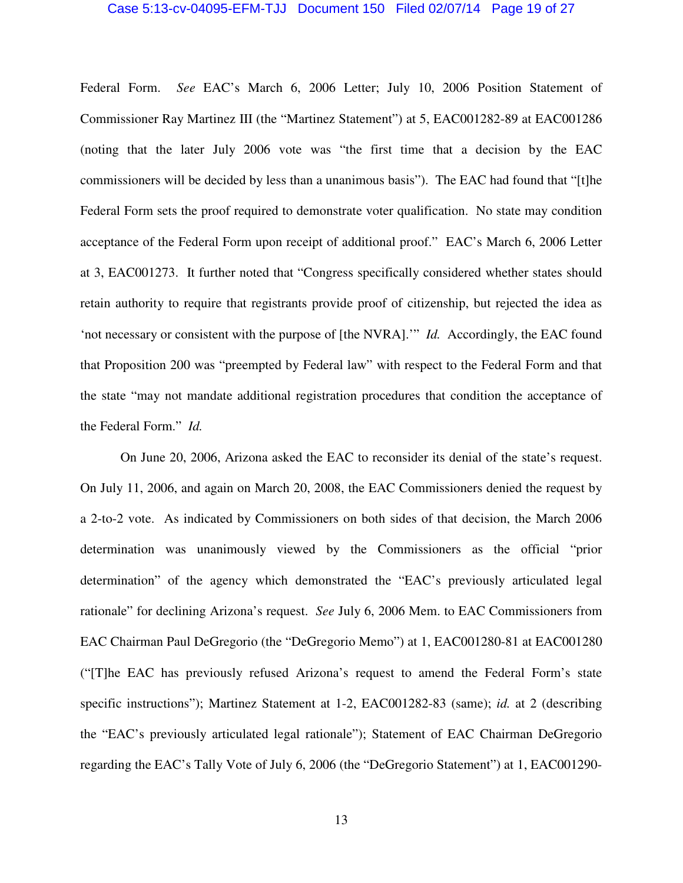Federal Form. *See* EAC's March 6, 2006 Letter; July 10, 2006 Position Statement of Commissioner Ray Martinez III (the "Martinez Statement") at 5, EAC001282-89 at EAC001286 (noting that the later July 2006 vote was "the first time that a decision by the EAC commissioners will be decided by less than a unanimous basis"). The EAC had found that "[t]he Federal Form sets the proof required to demonstrate voter qualification. No state may condition acceptance of the Federal Form upon receipt of additional proof." EAC's March 6, 2006 Letter at 3, EAC001273. It further noted that "Congress specifically considered whether states should retain authority to require that registrants provide proof of citizenship, but rejected the idea as 'not necessary or consistent with the purpose of [the NVRA].'" *Id.* Accordingly, the EAC found that Proposition 200 was "preempted by Federal law" with respect to the Federal Form and that the state "may not mandate additional registration procedures that condition the acceptance of the Federal Form." *Id.*

On June 20, 2006, Arizona asked the EAC to reconsider its denial of the state's request. On July 11, 2006, and again on March 20, 2008, the EAC Commissioners denied the request by a 2-to-2 vote. As indicated by Commissioners on both sides of that decision, the March 2006 determination was unanimously viewed by the Commissioners as the official "prior determination" of the agency which demonstrated the "EAC's previously articulated legal rationale" for declining Arizona's request. *See* July 6, 2006 Mem. to EAC Commissioners from EAC Chairman Paul DeGregorio (the "DeGregorio Memo") at 1, EAC001280-81 at EAC001280 ("[T]he EAC has previously refused Arizona's request to amend the Federal Form's state specific instructions"); Martinez Statement at 1-2, EAC001282-83 (same); *id.* at 2 (describing the "EAC's previously articulated legal rationale"); Statement of EAC Chairman DeGregorio regarding the EAC's Tally Vote of July 6, 2006 (the "DeGregorio Statement") at 1, EAC001290-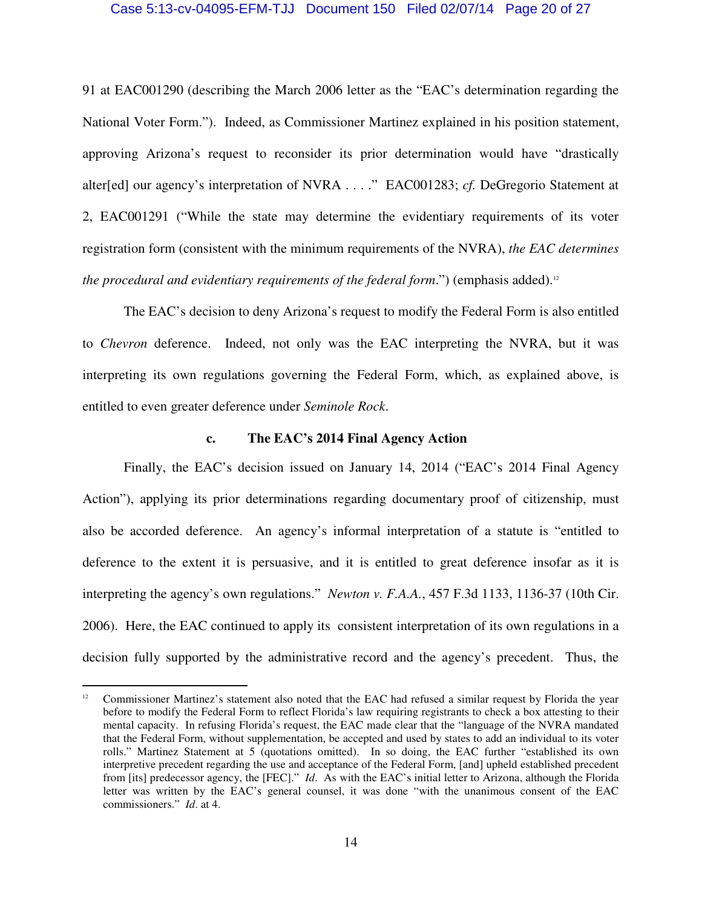91 at EAC001290 (describing the March 2006 letter as the "EAC's determination regarding the National Voter Form."). Indeed, as Commissioner Martinez explained in his position statement, approving Arizona's request to reconsider its prior determination would have "drastically alter[ed] our agency's interpretation of NVRA . . . ." EAC001283; *cf.* DeGregorio Statement at 2, EAC001291 ("While the state may determine the evidentiary requirements of its voter registration form (consistent with the minimum requirements of the NVRA), *the EAC determines the procedural and evidentiary requirements of the federal form*.") (emphasis added).[12]

The EAC's decision to deny Arizona's request to modify the Federal Form is also entitled to *Chevron* deference. Indeed, not only was the EAC interpreting the NVRA, but it was interpreting its own regulations governing the Federal Form, which, as explained above, is entitled to even greater deference under *Seminole Rock*.

### c. The EAC's 2014 Final Agency Action

Finally, the EAC's decision issued on January 14, 2014 ("EAC's 2014 Final Agency Action"), applying its prior determinations regarding documentary proof of citizenship, must also be accorded deference. An agency's informal interpretation of a statute is "entitled to deference to the extent it is persuasive, and it is entitled to great deference insofar as it is interpreting the agency's own regulations." *Newton v. F.A.A.*, 457 F.3d 1133, 1136-37 (10th Cir. 2006). Here, the EAC continued to apply its consistent interpretation of its own regulations in a decision fully supported by the administrative record and the agency's precedent. Thus, the

---

[12] Commissioner Martinez's statement also noted that the EAC had refused a similar request by Florida the year before to modify the Federal Form to reflect Florida's law requiring registrants to check a box attesting to their mental capacity. In refusing Florida's request, the EAC made clear that the "language of the NVRA mandated that the Federal Form, without supplementation, be accepted and used by states to add an individual to its voter rolls." Martinez Statement at 5 (quotations omitted). In so doing, the EAC further "established its own interpretive precedent regarding the use and acceptance of the Federal Form, [and] upheld established precedent from [its] predecessor agency, the [FEC]." *Id*. As with the EAC's initial letter to Arizona, although the Florida letter was written by the EAC's general counsel, it was done "with the unanimous consent of the EAC commissioners." *Id*. at 4.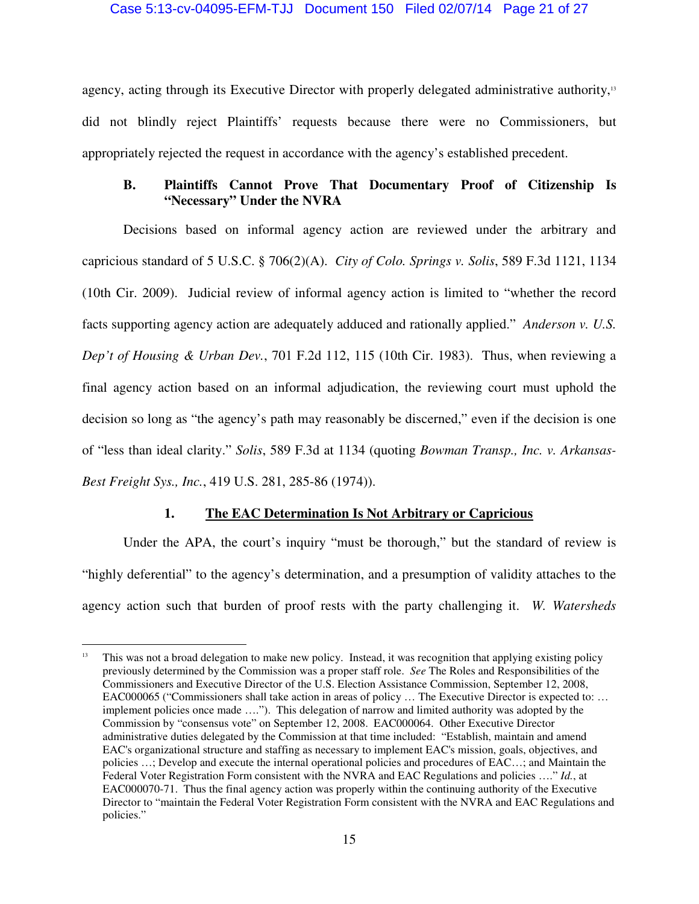agency, acting through its Executive Director with properly delegated administrative authority,[13] did not blindly reject Plaintiffs' requests because there were no Commissioners, but appropriately rejected the request in accordance with the agency's established precedent.

### B. Plaintiffs Cannot Prove That Documentary Proof of Citizenship Is "Necessary" Under the NVRA

Decisions based on informal agency action are reviewed under the arbitrary and capricious standard of 5 U.S.C. § 706(2)(A). *City of Colo. Springs v. Solis*, 589 F.3d 1121, 1134 (10th Cir. 2009). Judicial review of informal agency action is limited to "whether the record facts supporting agency action are adequately adduced and rationally applied." *Anderson v. U.S. Dep't of Housing & Urban Dev.*, 701 F.2d 112, 115 (10th Cir. 1983). Thus, when reviewing a final agency action based on an informal adjudication, the reviewing court must uphold the decision so long as "the agency's path may reasonably be discerned," even if the decision is one of "less than ideal clarity." *Solis*, 589 F.3d at 1134 (quoting *Bowman Transp., Inc. v. Arkansas-Best Freight Sys., Inc.*, 419 U.S. 281, 285-86 (1974)).

#### 1. <u>The EAC Determination Is Not Arbitrary or Capricious</u>

Under the APA, the court's inquiry "must be thorough," but the standard of review is "highly deferential" to the agency's determination, and a presumption of validity attaches to the agency action such that burden of proof rests with the party challenging it. *W. Watersheds*

---

[13] This was not a broad delegation to make new policy. Instead, it was recognition that applying existing policy previously determined by the Commission was a proper staff role. *See* The Roles and Responsibilities of the Commissioners and Executive Director of the U.S. Election Assistance Commission, September 12, 2008, EAC000065 ("Commissioners shall take action in areas of policy … The Executive Director is expected to: … implement policies once made …."). This delegation of narrow and limited authority was adopted by the Commission by "consensus vote" on September 12, 2008. EAC000064. Other Executive Director administrative duties delegated by the Commission at that time included: "Establish, maintain and amend EAC's organizational structure and staffing as necessary to implement EAC's mission, goals, objectives, and policies …; Develop and execute the internal operational policies and procedures of EAC…; and Maintain the Federal Voter Registration Form consistent with the NVRA and EAC Regulations and policies …." *Id.*, at EAC000070-71. Thus the final agency action was properly within the continuing authority of the Executive Director to "maintain the Federal Voter Registration Form consistent with the NVRA and EAC Regulations and policies."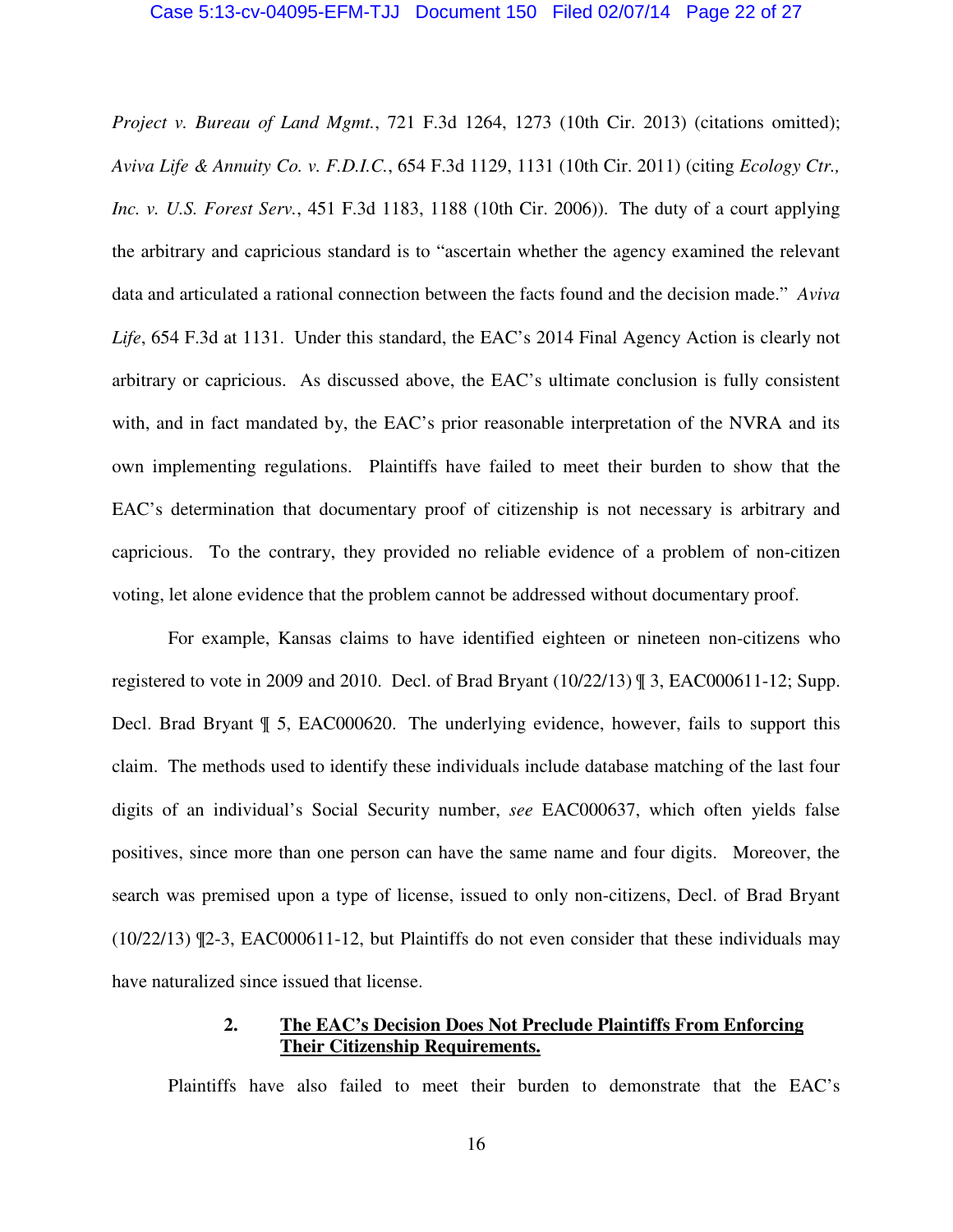*Project v. Bureau of Land Mgmt.*, 721 F.3d 1264, 1273 (10th Cir. 2013) (citations omitted); *Aviva Life & Annuity Co. v. F.D.I.C.*, 654 F.3d 1129, 1131 (10th Cir. 2011) (citing *Ecology Ctr., Inc. v. U.S. Forest Serv.*, 451 F.3d 1183, 1188 (10th Cir. 2006)). The duty of a court applying the arbitrary and capricious standard is to "ascertain whether the agency examined the relevant data and articulated a rational connection between the facts found and the decision made." *Aviva Life*, 654 F.3d at 1131. Under this standard, the EAC's 2014 Final Agency Action is clearly not arbitrary or capricious. As discussed above, the EAC's ultimate conclusion is fully consistent with, and in fact mandated by, the EAC's prior reasonable interpretation of the NVRA and its own implementing regulations. Plaintiffs have failed to meet their burden to show that the EAC's determination that documentary proof of citizenship is not necessary is arbitrary and capricious. To the contrary, they provided no reliable evidence of a problem of non-citizen voting, let alone evidence that the problem cannot be addressed without documentary proof.

For example, Kansas claims to have identified eighteen or nineteen non-citizens who registered to vote in 2009 and 2010. Decl. of Brad Bryant (10/22/13) ¶ 3, EAC000611-12; Supp. Decl. Brad Bryant ¶ 5, EAC000620. The underlying evidence, however, fails to support this claim. The methods used to identify these individuals include database matching of the last four digits of an individual's Social Security number, *see* EAC000637, which often yields false positives, since more than one person can have the same name and four digits. Moreover, the search was premised upon a type of license, issued to only non-citizens, Decl. of Brad Bryant (10/22/13) ¶2-3, EAC000611-12, but Plaintiffs do not even consider that these individuals may have naturalized since issued that license.

### 2. <u>The EAC's Decision Does Not Preclude Plaintiffs From Enforcing Their Citizenship Requirements.</u>

Plaintiffs have also failed to meet their burden to demonstrate that the EAC's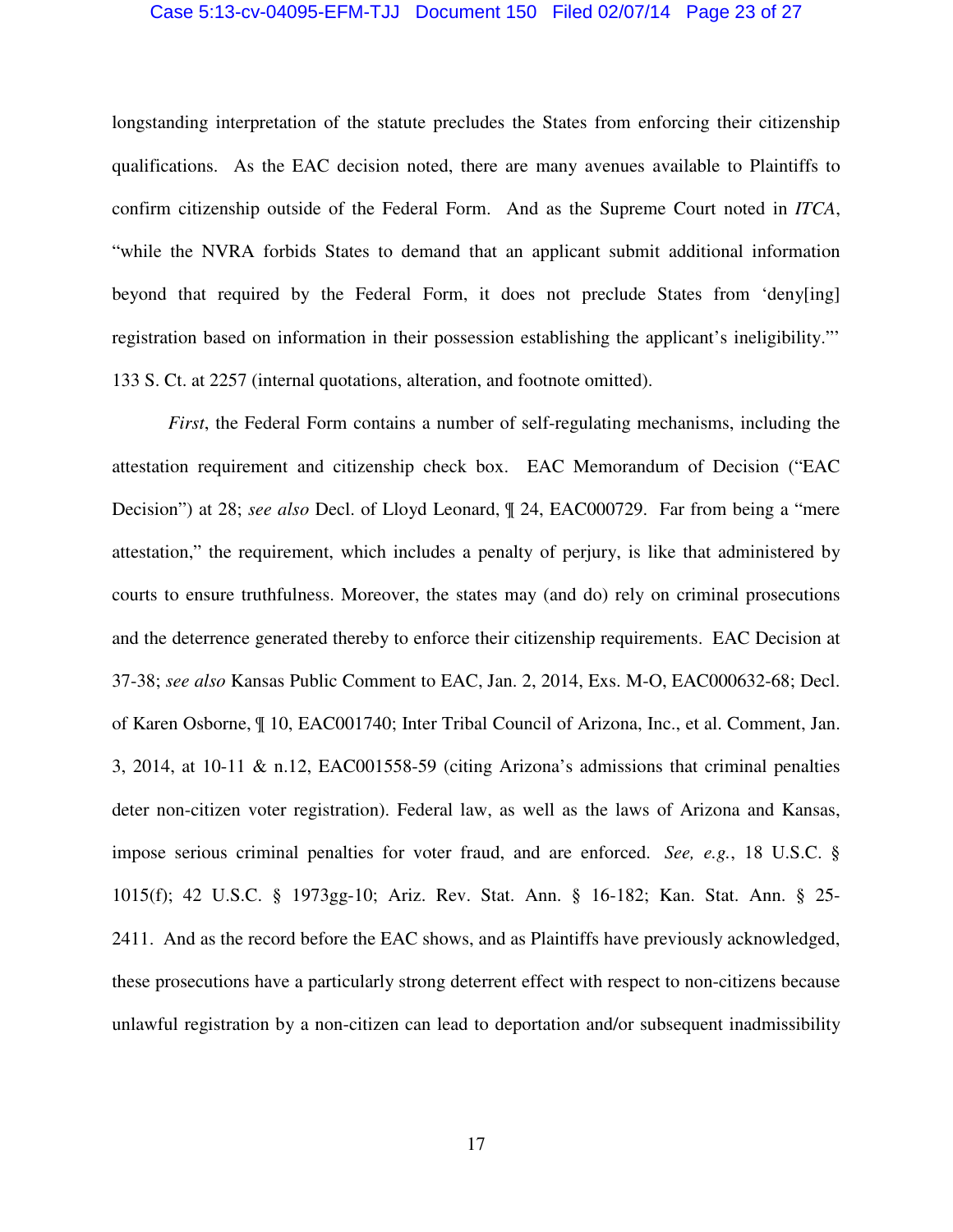longstanding interpretation of the statute precludes the States from enforcing their citizenship qualifications. As the EAC decision noted, there are many avenues available to Plaintiffs to confirm citizenship outside of the Federal Form. And as the Supreme Court noted in *ITCA*, "while the NVRA forbids States to demand that an applicant submit additional information beyond that required by the Federal Form, it does not preclude States from 'deny[ing] registration based on information in their possession establishing the applicant's ineligibility."' 133 S. Ct. at 2257 (internal quotations, alteration, and footnote omitted).

*First*, the Federal Form contains a number of self-regulating mechanisms, including the attestation requirement and citizenship check box. EAC Memorandum of Decision ("EAC Decision") at 28; *see also* Decl. of Lloyd Leonard, ¶ 24, EAC000729. Far from being a "mere attestation," the requirement, which includes a penalty of perjury, is like that administered by courts to ensure truthfulness. Moreover, the states may (and do) rely on criminal prosecutions and the deterrence generated thereby to enforce their citizenship requirements. EAC Decision at 37-38; *see also* Kansas Public Comment to EAC, Jan. 2, 2014, Exs. M-O, EAC000632-68; Decl. of Karen Osborne, ¶ 10, EAC001740; Inter Tribal Council of Arizona, Inc., et al. Comment, Jan. 3, 2014, at 10-11 & n.12, EAC001558-59 (citing Arizona's admissions that criminal penalties deter non-citizen voter registration). Federal law, as well as the laws of Arizona and Kansas, impose serious criminal penalties for voter fraud, and are enforced. *See, e.g.*, 18 U.S.C. § 1015(f); 42 U.S.C. § 1973gg-10; Ariz. Rev. Stat. Ann. § 16-182; Kan. Stat. Ann. § 25-2411. And as the record before the EAC shows, and as Plaintiffs have previously acknowledged, these prosecutions have a particularly strong deterrent effect with respect to non-citizens because unlawful registration by a non-citizen can lead to deportation and/or subsequent inadmissibility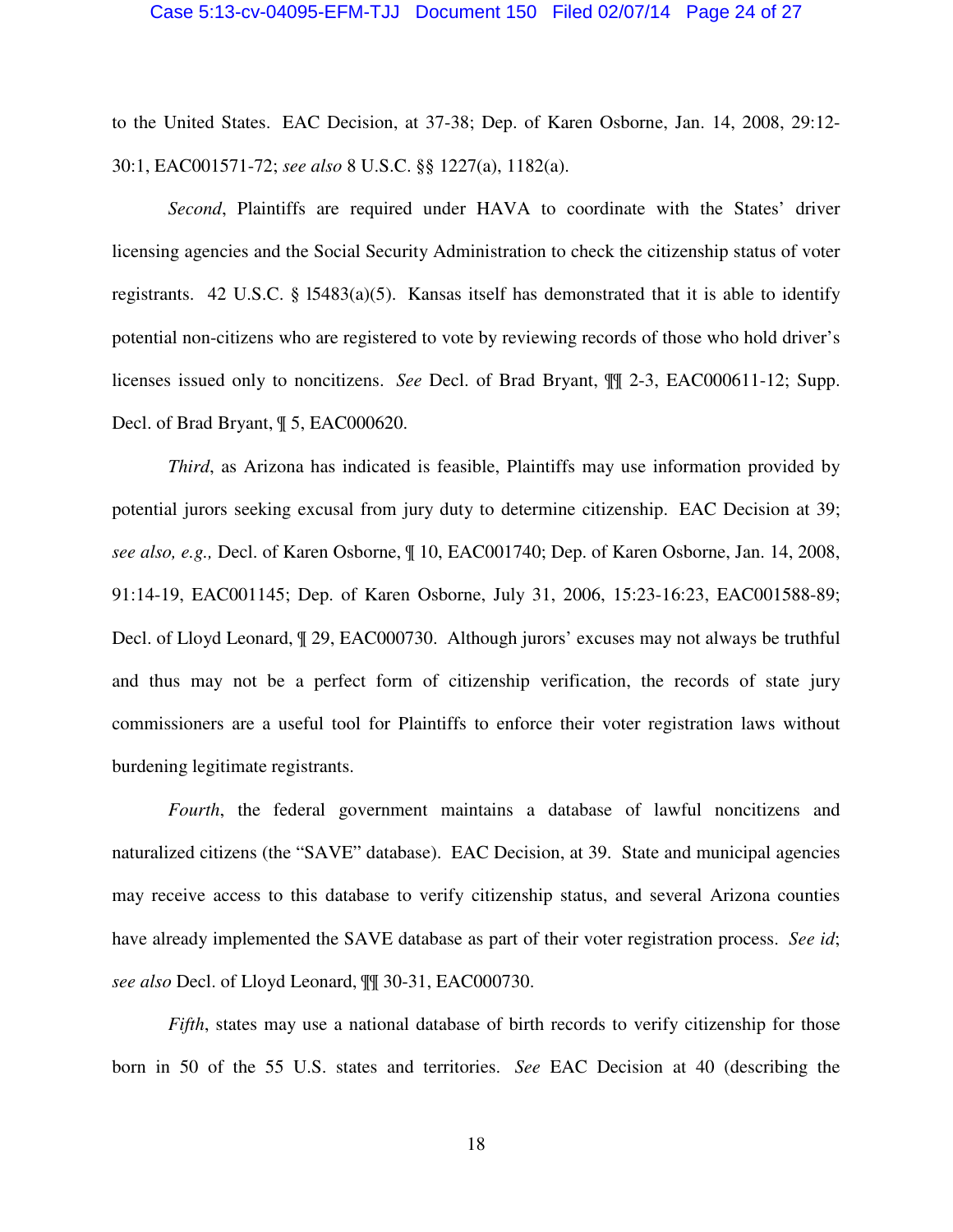to the United States. EAC Decision, at 37-38; Dep. of Karen Osborne, Jan. 14, 2008, 29:12-30:1, EAC001571-72; *see also* 8 U.S.C. §§ 1227(a), 1182(a).

*Second*, Plaintiffs are required under HAVA to coordinate with the States' driver licensing agencies and the Social Security Administration to check the citizenship status of voter registrants. 42 U.S.C. § l5483(a)(5). Kansas itself has demonstrated that it is able to identify potential non-citizens who are registered to vote by reviewing records of those who hold driver's licenses issued only to noncitizens. *See* Decl. of Brad Bryant, ¶¶ 2-3, EAC000611-12; Supp. Decl. of Brad Bryant, ¶ 5, EAC000620.

*Third*, as Arizona has indicated is feasible, Plaintiffs may use information provided by potential jurors seeking excusal from jury duty to determine citizenship. EAC Decision at 39; *see also, e.g.,* Decl. of Karen Osborne, ¶ 10, EAC001740; Dep. of Karen Osborne, Jan. 14, 2008, 91:14-19, EAC001145; Dep. of Karen Osborne, July 31, 2006, 15:23-16:23, EAC001588-89; Decl. of Lloyd Leonard, ¶ 29, EAC000730. Although jurors' excuses may not always be truthful and thus may not be a perfect form of citizenship verification, the records of state jury commissioners are a useful tool for Plaintiffs to enforce their voter registration laws without burdening legitimate registrants.

*Fourth*, the federal government maintains a database of lawful noncitizens and naturalized citizens (the "SAVE" database). EAC Decision, at 39. State and municipal agencies may receive access to this database to verify citizenship status, and several Arizona counties have already implemented the SAVE database as part of their voter registration process. *See id*; *see also* Decl. of Lloyd Leonard, ¶¶ 30-31, EAC000730.

*Fifth*, states may use a national database of birth records to verify citizenship for those born in 50 of the 55 U.S. states and territories. *See* EAC Decision at 40 (describing the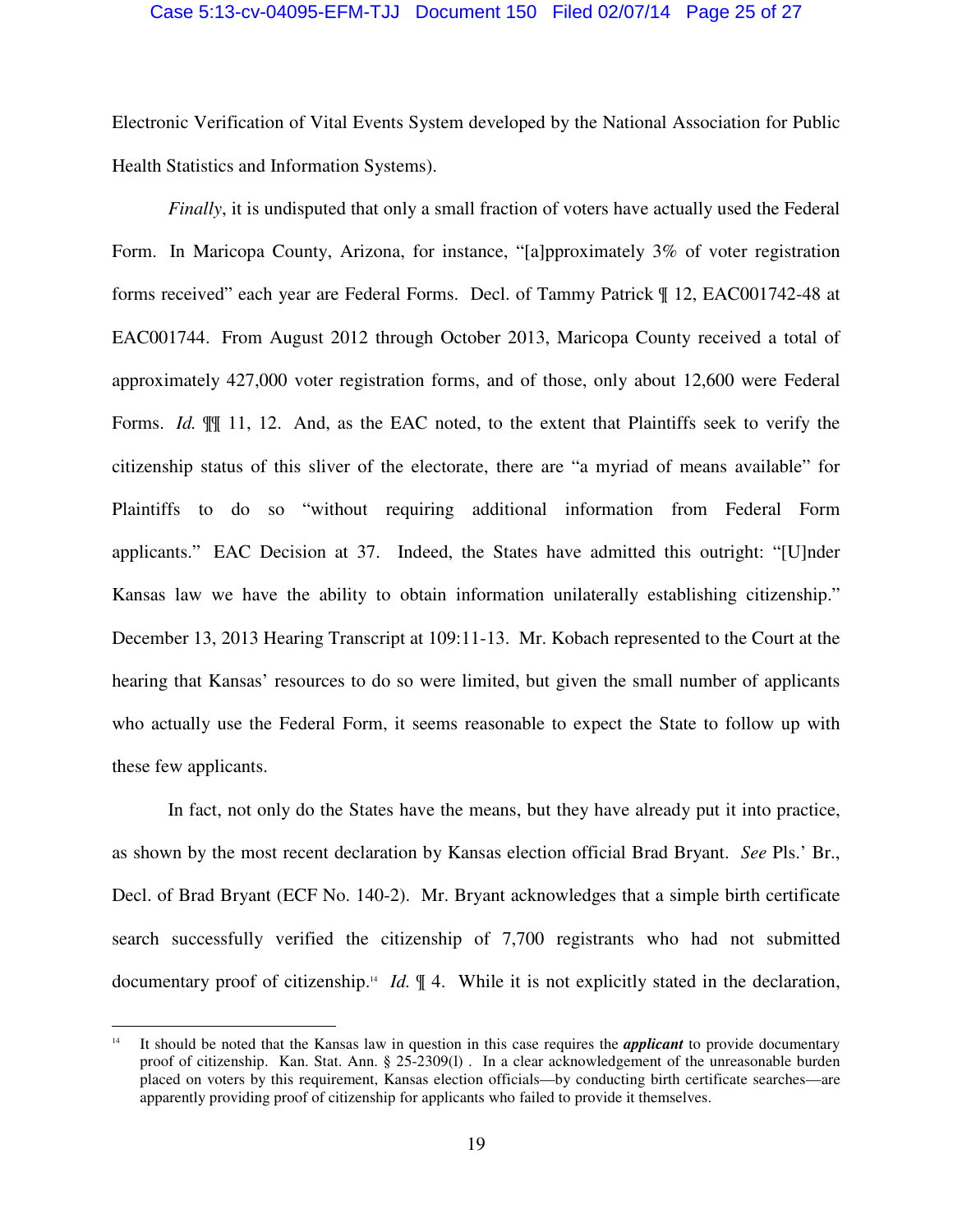Electronic Verification of Vital Events System developed by the National Association for Public Health Statistics and Information Systems).

*Finally*, it is undisputed that only a small fraction of voters have actually used the Federal Form. In Maricopa County, Arizona, for instance, "[a]pproximately 3% of voter registration forms received" each year are Federal Forms. Decl. of Tammy Patrick ¶ 12, EAC001742-48 at EAC001744. From August 2012 through October 2013, Maricopa County received a total of approximately 427,000 voter registration forms, and of those, only about 12,600 were Federal Forms. *Id.* ¶¶ 11, 12. And, as the EAC noted, to the extent that Plaintiffs seek to verify the citizenship status of this sliver of the electorate, there are "a myriad of means available" for Plaintiffs to do so "without requiring additional information from Federal Form applicants." EAC Decision at 37. Indeed, the States have admitted this outright: "[U]nder Kansas law we have the ability to obtain information unilaterally establishing citizenship." December 13, 2013 Hearing Transcript at 109:11-13. Mr. Kobach represented to the Court at the hearing that Kansas' resources to do so were limited, but given the small number of applicants who actually use the Federal Form, it seems reasonable to expect the State to follow up with these few applicants.

In fact, not only do the States have the means, but they have already put it into practice, as shown by the most recent declaration by Kansas election official Brad Bryant. *See* Pls.' Br., Decl. of Brad Bryant (ECF No. 140-2). Mr. Bryant acknowledges that a simple birth certificate search successfully verified the citizenship of 7,700 registrants who had not submitted documentary proof of citizenship.[14] *Id.* ¶ 4. While it is not explicitly stated in the declaration,

---

[14] It should be noted that the Kansas law in question in this case requires the ***applicant*** to provide documentary proof of citizenship. Kan. Stat. Ann. § 25-2309(l) . In a clear acknowledgement of the unreasonable burden placed on voters by this requirement, Kansas election officials—by conducting birth certificate searches—are apparently providing proof of citizenship for applicants who failed to provide it themselves.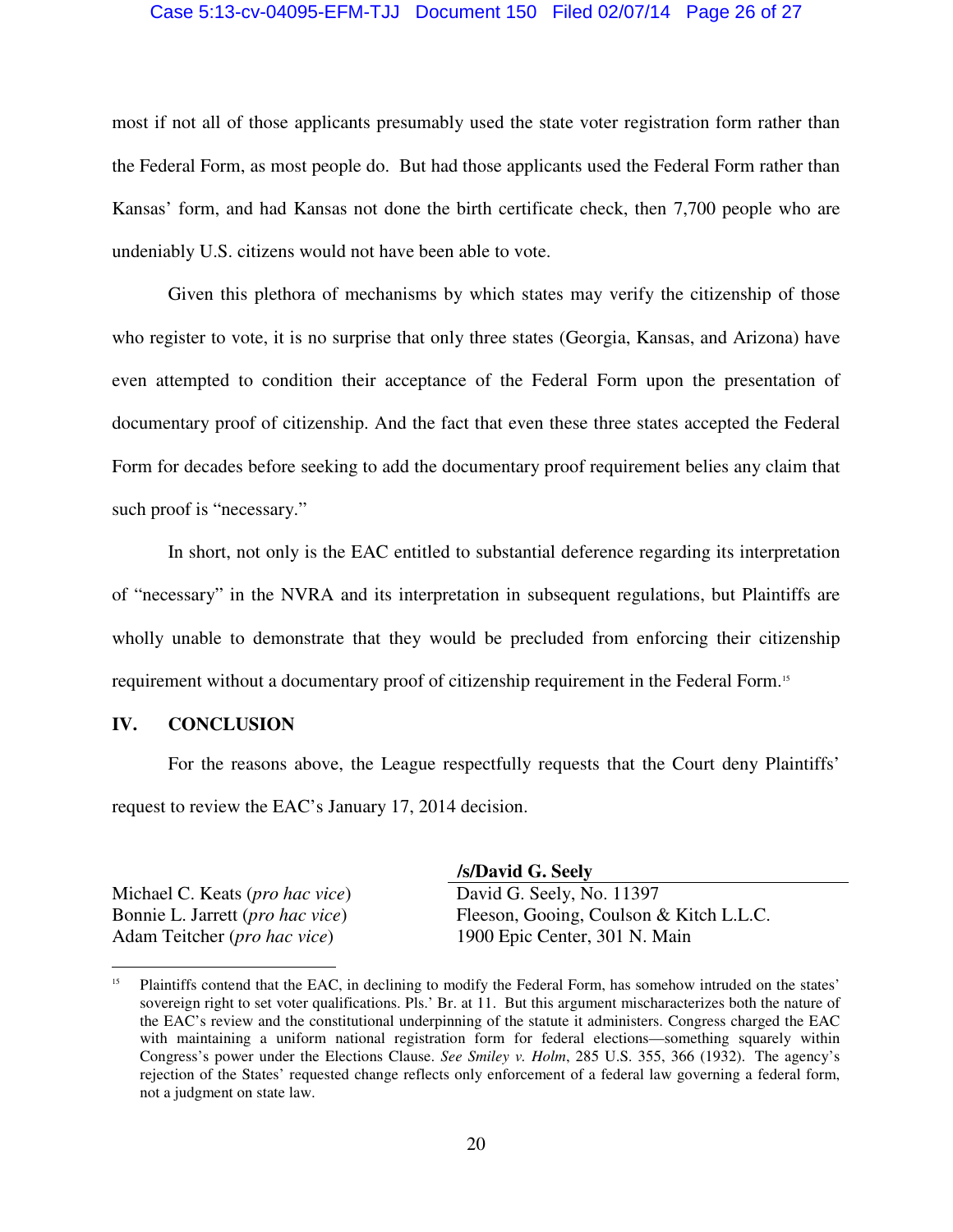most if not all of those applicants presumably used the state voter registration form rather than the Federal Form, as most people do. But had those applicants used the Federal Form rather than Kansas' form, and had Kansas not done the birth certificate check, then 7,700 people who are undeniably U.S. citizens would not have been able to vote.

Given this plethora of mechanisms by which states may verify the citizenship of those who register to vote, it is no surprise that only three states (Georgia, Kansas, and Arizona) have even attempted to condition their acceptance of the Federal Form upon the presentation of documentary proof of citizenship. And the fact that even these three states accepted the Federal Form for decades before seeking to add the documentary proof requirement belies any claim that such proof is "necessary."

In short, not only is the EAC entitled to substantial deference regarding its interpretation of "necessary" in the NVRA and its interpretation in subsequent regulations, but Plaintiffs are wholly unable to demonstrate that they would be precluded from enforcing their citizenship requirement without a documentary proof of citizenship requirement in the Federal Form.[15]

## IV. CONCLUSION

For the reasons above, the League respectfully requests that the Court deny Plaintiffs' request to review the EAC's January 17, 2014 decision.

Michael C. Keats (*pro hac vice*)
Bonnie L. Jarrett (*pro hac vice*)
Adam Teitcher (*pro hac vice*)

**/s/David G. Seely**
David G. Seely, No. 11397
Fleeson, Gooing, Coulson & Kitch L.L.C.
1900 Epic Center, 301 N. Main

---

[15] Plaintiffs contend that the EAC, in declining to modify the Federal Form, has somehow intruded on the states' sovereign right to set voter qualifications. Pls.' Br. at 11. But this argument mischaracterizes both the nature of the EAC's review and the constitutional underpinning of the statute it administers. Congress charged the EAC with maintaining a uniform national registration form for federal elections—something squarely within Congress's power under the Elections Clause. *See Smiley v. Holm*, 285 U.S. 355, 366 (1932). The agency's rejection of the States' requested change reflects only enforcement of a federal law governing a federal form, not a judgment on state law.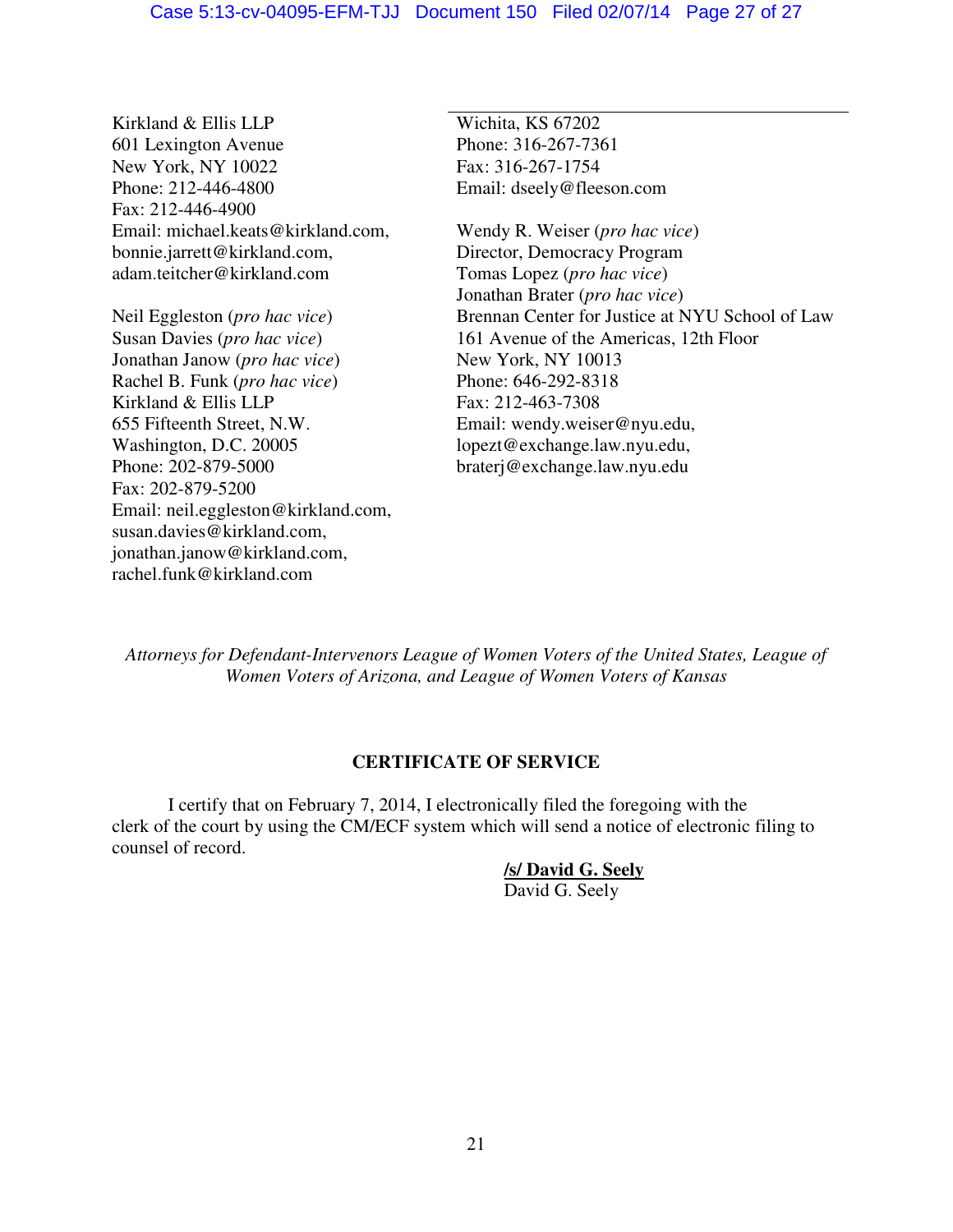Kirkland & Ellis LLP
601 Lexington Avenue
New York, NY 10022
Phone: 212-446-4800
Fax: 212-446-4900
Email: michael.keats@kirkland.com, bonnie.jarrett@kirkland.com, adam.teitcher@kirkland.com

Neil Eggleston (*pro hac vice*)
Susan Davies (*pro hac vice*)
Jonathan Janow (*pro hac vice*)
Rachel B. Funk (*pro hac vice*)
Kirkland & Ellis LLP
655 Fifteenth Street, N.W.
Washington, D.C. 20005
Phone: 202-879-5000
Fax: 202-879-5200
Email: neil.eggleston@kirkland.com, susan.davies@kirkland.com, jonathan.janow@kirkland.com, rachel.funk@kirkland.com

Wichita, KS 67202
Phone: 316-267-7361
Fax: 316-267-1754
Email: dseely@fleeson.com

Wendy R. Weiser (*pro hac vice*)
Director, Democracy Program
Tomas Lopez (*pro hac vice*)
Jonathan Brater (*pro hac vice*)
Brennan Center for Justice at NYU School of Law
161 Avenue of the Americas, 12th Floor
New York, NY 10013
Phone: 646-292-8318
Fax: 212-463-7308
Email: wendy.weiser@nyu.edu, lopezt@exchange.law.nyu.edu, braterj@exchange.law.nyu.edu

*Attorneys for Defendant-Intervenors League of Women Voters of the United States, League of Women Voters of Arizona, and League of Women Voters of Kansas*

**CERTIFICATE OF SERVICE**

I certify that on February 7, 2014, I electronically filed the foregoing with the clerk of the court by using the CM/ECF system which will send a notice of electronic filing to counsel of record.

**/s/ David G. Seely**
David G. Seely